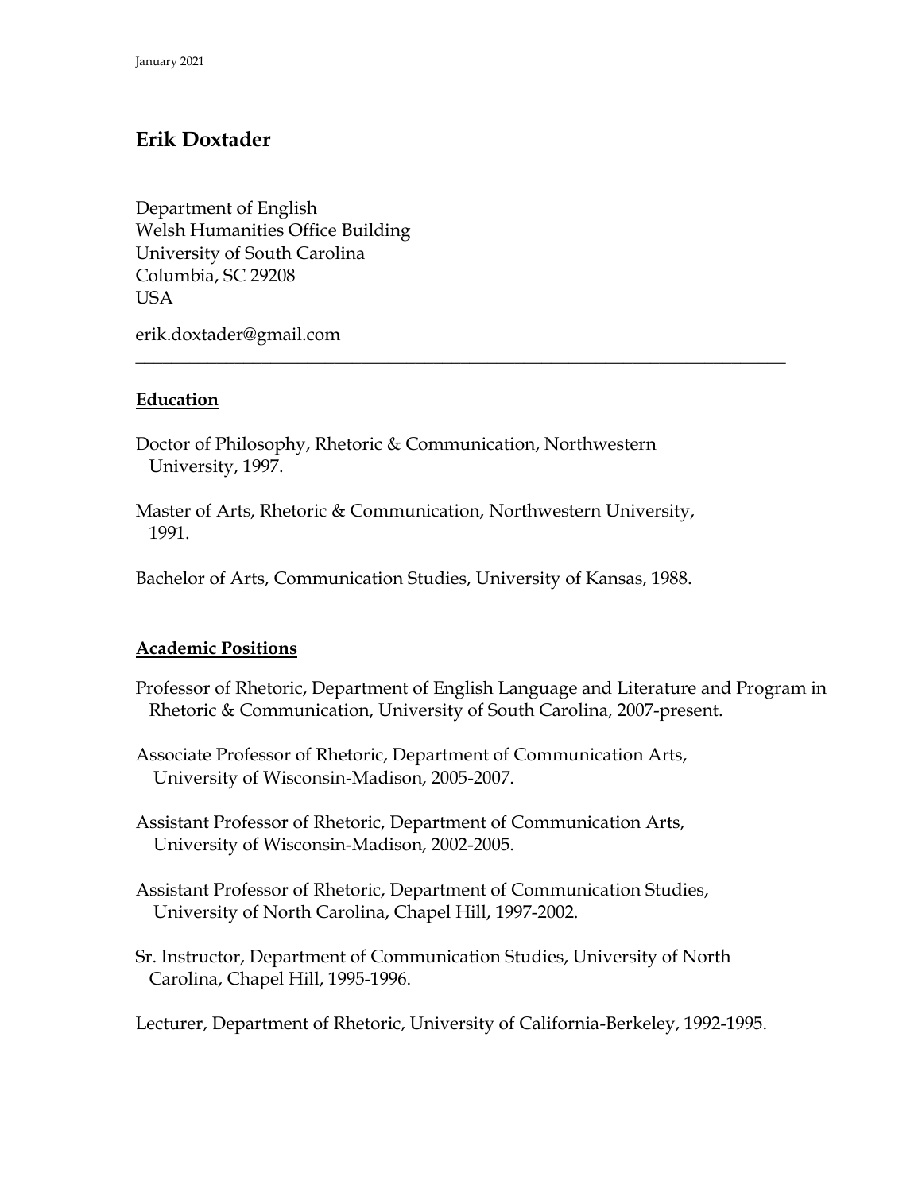January 2021

# Erik Doxtader

Department of English
Welsh Humanities Office Building
University of South Carolina
Columbia, SC 29208
USA

erik.doxtader@gmail.com

---

## Education

Doctor of Philosophy, Rhetoric & Communication, Northwestern University, 1997.

Master of Arts, Rhetoric & Communication, Northwestern University, 1991.

Bachelor of Arts, Communication Studies, University of Kansas, 1988.

## Academic Positions

Professor of Rhetoric, Department of English Language and Literature and Program in Rhetoric & Communication, University of South Carolina, 2007-present.

Associate Professor of Rhetoric, Department of Communication Arts, University of Wisconsin-Madison, 2005-2007.

Assistant Professor of Rhetoric, Department of Communication Arts, University of Wisconsin-Madison, 2002-2005.

Assistant Professor of Rhetoric, Department of Communication Studies, University of North Carolina, Chapel Hill, 1997-2002.

Sr. Instructor, Department of Communication Studies, University of North Carolina, Chapel Hill, 1995-1996.

Lecturer, Department of Rhetoric, University of California-Berkeley, 1992-1995.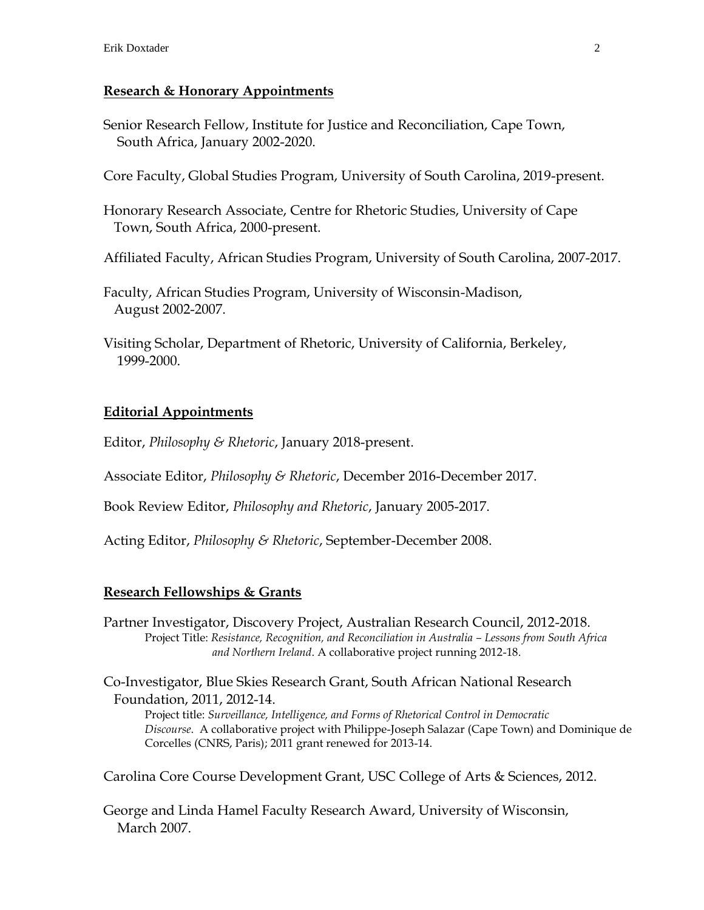## Research & Honorary Appointments

Senior Research Fellow, Institute for Justice and Reconciliation, Cape Town, South Africa, January 2002-2020.

Core Faculty, Global Studies Program, University of South Carolina, 2019-present.

Honorary Research Associate, Centre for Rhetoric Studies, University of Cape Town, South Africa, 2000-present.

Affiliated Faculty, African Studies Program, University of South Carolina, 2007-2017.

Faculty, African Studies Program, University of Wisconsin-Madison, August 2002-2007.

Visiting Scholar, Department of Rhetoric, University of California, Berkeley, 1999-2000.

## Editorial Appointments

Editor, *Philosophy & Rhetoric*, January 2018-present.

Associate Editor, *Philosophy & Rhetoric*, December 2016-December 2017.

Book Review Editor, *Philosophy and Rhetoric*, January 2005-2017.

Acting Editor, *Philosophy & Rhetoric*, September-December 2008.

## Research Fellowships & Grants

Partner Investigator, Discovery Project, Australian Research Council, 2012-2018.
Project Title: *Resistance, Recognition, and Reconciliation in Australia – Lessons from South Africa and Northern Ireland*. A collaborative project running 2012-18.

Co-Investigator, Blue Skies Research Grant, South African National Research Foundation, 2011, 2012-14.
Project title: *Surveillance, Intelligence, and Forms of Rhetorical Control in Democratic Discourse*. A collaborative project with Philippe-Joseph Salazar (Cape Town) and Dominique de Corcelles (CNRS, Paris); 2011 grant renewed for 2013-14.

Carolina Core Course Development Grant, USC College of Arts & Sciences, 2012.

George and Linda Hamel Faculty Research Award, University of Wisconsin, March 2007.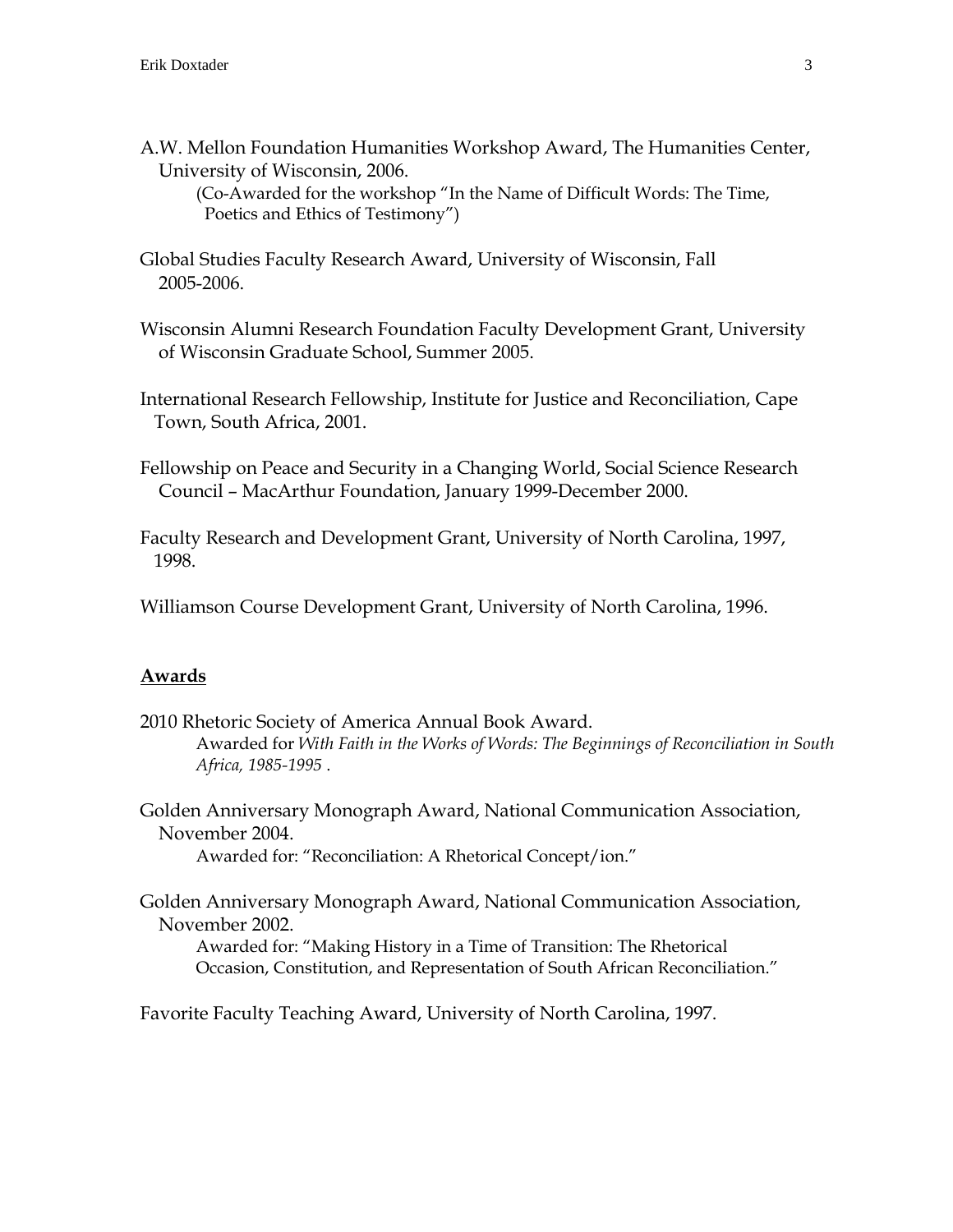A.W. Mellon Foundation Humanities Workshop Award, The Humanities Center, University of Wisconsin, 2006.
(Co-Awarded for the workshop "In the Name of Difficult Words: The Time, Poetics and Ethics of Testimony")

Global Studies Faculty Research Award, University of Wisconsin, Fall 2005-2006.

Wisconsin Alumni Research Foundation Faculty Development Grant, University of Wisconsin Graduate School, Summer 2005.

International Research Fellowship, Institute for Justice and Reconciliation, Cape Town, South Africa, 2001.

Fellowship on Peace and Security in a Changing World, Social Science Research Council – MacArthur Foundation, January 1999-December 2000.

Faculty Research and Development Grant, University of North Carolina, 1997, 1998.

Williamson Course Development Grant, University of North Carolina, 1996.

## Awards

2010 Rhetoric Society of America Annual Book Award.
Awarded for *With Faith in the Works of Words: The Beginnings of Reconciliation in South Africa, 1985-1995* .

Golden Anniversary Monograph Award, National Communication Association, November 2004.
Awarded for: "Reconciliation: A Rhetorical Concept/ion."

Golden Anniversary Monograph Award, National Communication Association, November 2002.
Awarded for: "Making History in a Time of Transition: The Rhetorical Occasion, Constitution, and Representation of South African Reconciliation."

Favorite Faculty Teaching Award, University of North Carolina, 1997.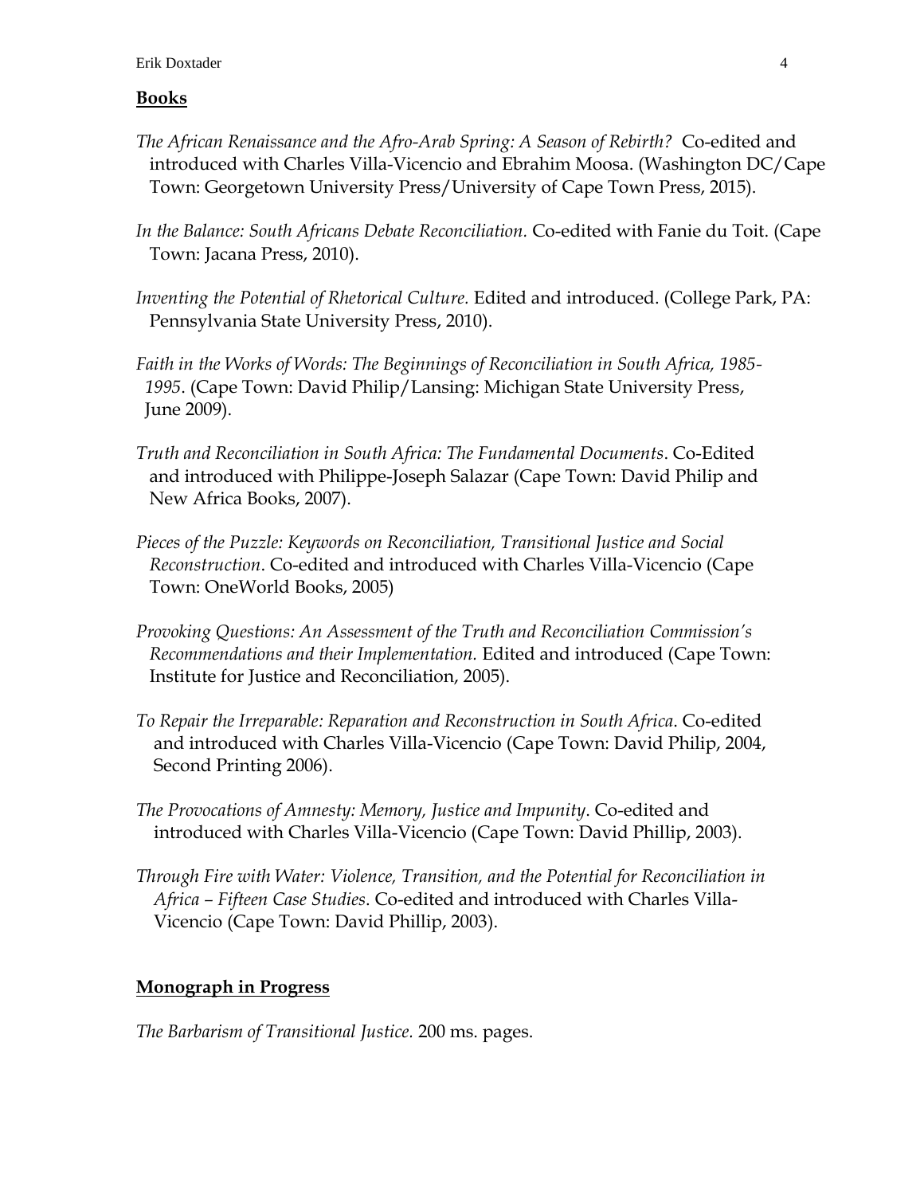## **Books**

*The African Renaissance and the Afro-Arab Spring: A Season of Rebirth?* Co-edited and introduced with Charles Villa-Vicencio and Ebrahim Moosa. (Washington DC/Cape Town: Georgetown University Press/University of Cape Town Press, 2015).

*In the Balance: South Africans Debate Reconciliation.* Co-edited with Fanie du Toit. (Cape Town: Jacana Press, 2010).

*Inventing the Potential of Rhetorical Culture.* Edited and introduced. (College Park, PA: Pennsylvania State University Press, 2010).

*Faith in the Works of Words: The Beginnings of Reconciliation in South Africa, 1985-1995*. (Cape Town: David Philip/Lansing: Michigan State University Press, June 2009).

*Truth and Reconciliation in South Africa: The Fundamental Documents*. Co-Edited and introduced with Philippe-Joseph Salazar (Cape Town: David Philip and New Africa Books, 2007).

*Pieces of the Puzzle: Keywords on Reconciliation, Transitional Justice and Social Reconstruction*. Co-edited and introduced with Charles Villa-Vicencio (Cape Town: OneWorld Books, 2005)

*Provoking Questions: An Assessment of the Truth and Reconciliation Commission's Recommendations and their Implementation.* Edited and introduced (Cape Town: Institute for Justice and Reconciliation, 2005).

*To Repair the Irreparable: Reparation and Reconstruction in South Africa*. Co-edited and introduced with Charles Villa-Vicencio (Cape Town: David Philip, 2004, Second Printing 2006).

*The Provocations of Amnesty: Memory, Justice and Impunity*. Co-edited and introduced with Charles Villa-Vicencio (Cape Town: David Phillip, 2003).

*Through Fire with Water: Violence, Transition, and the Potential for Reconciliation in Africa – Fifteen Case Studies*. Co-edited and introduced with Charles Villa-Vicencio (Cape Town: David Phillip, 2003).

## **Monograph in Progress**

*The Barbarism of Transitional Justice*. 200 ms. pages.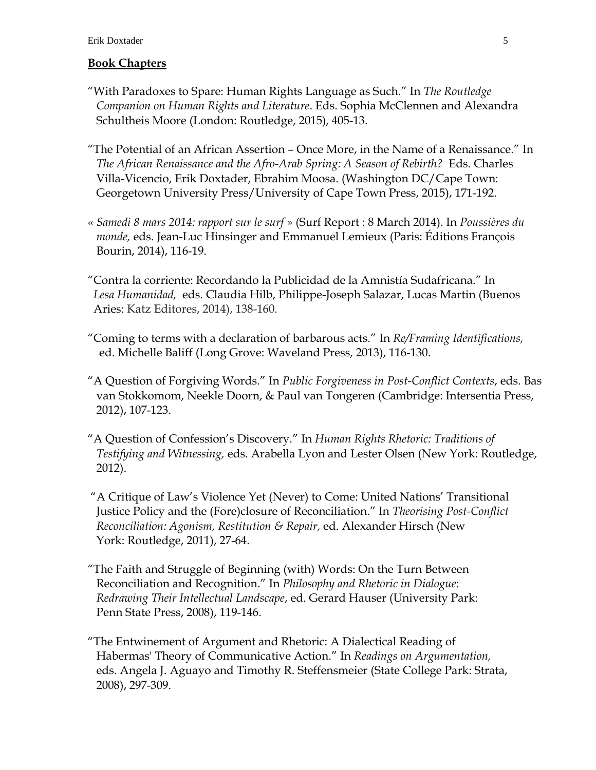## **Book Chapters**

"With Paradoxes to Spare: Human Rights Language as Such." In *The Routledge Companion on Human Rights and Literature*. Eds. Sophia McClennen and Alexandra Schultheis Moore (London: Routledge, 2015), 405-13.

"The Potential of an African Assertion – Once More, in the Name of a Renaissance." In *The African Renaissance and the Afro-Arab Spring: A Season of Rebirth?* Eds. Charles Villa-Vicencio, Erik Doxtader, Ebrahim Moosa. (Washington DC/Cape Town: Georgetown University Press/University of Cape Town Press, 2015), 171-192.

« *Samedi 8 mars 2014: rapport sur le surf* » (Surf Report : 8 March 2014). In *Poussières du monde,* eds. Jean-Luc Hinsinger and Emmanuel Lemieux (Paris: Éditions François Bourin, 2014), 116-19.

"Contra la corriente: Recordando la Publicidad de la Amnistía Sudafricana." In *Lesa Humanidad,* eds. Claudia Hilb, Philippe-Joseph Salazar, Lucas Martin (Buenos Aries: Katz Editores, 2014), 138-160.

"Coming to terms with a declaration of barbarous acts." In *Re/Framing Identifications,* ed. Michelle Baliff (Long Grove: Waveland Press, 2013), 116-130.

"A Question of Forgiving Words." In *Public Forgiveness in Post-Conflict Contexts*, eds. Bas van Stokkomom, Neekle Doorn, & Paul van Tongeren (Cambridge: Intersentia Press, 2012), 107-123.

"A Question of Confession's Discovery." In *Human Rights Rhetoric: Traditions of Testifying and Witnessing,* eds. Arabella Lyon and Lester Olsen (New York: Routledge, 2012).

"A Critique of Law's Violence Yet (Never) to Come: United Nations' Transitional Justice Policy and the (Fore)closure of Reconciliation." In *Theorising Post-Conflict Reconciliation: Agonism, Restitution & Repair,* ed. Alexander Hirsch (New York: Routledge, 2011), 27-64.

"The Faith and Struggle of Beginning (with) Words: On the Turn Between Reconciliation and Recognition." In *Philosophy and Rhetoric in Dialogue*: *Redrawing Their Intellectual Landscape*, ed. Gerard Hauser (University Park: Penn State Press, 2008), 119-146.

"The Entwinement of Argument and Rhetoric: A Dialectical Reading of Habermas' Theory of Communicative Action." In *Readings on Argumentation,* eds. Angela J. Aguayo and Timothy R. Steffensmeier (State College Park: Strata, 2008), 297-309.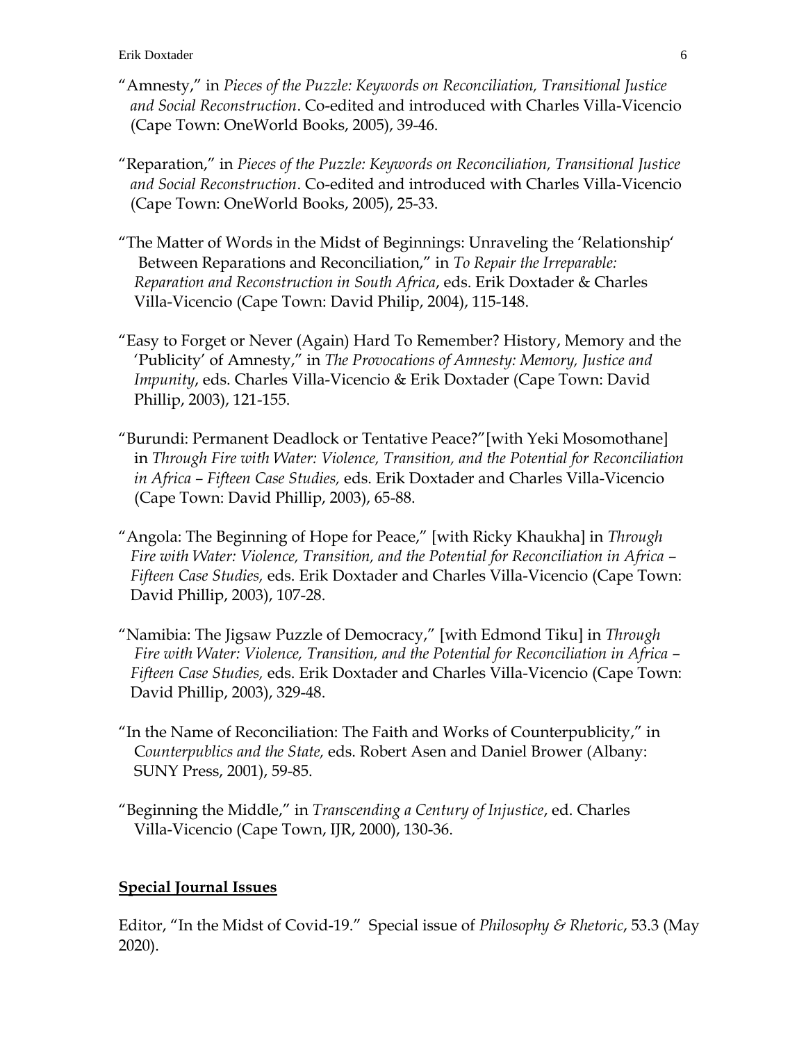"Amnesty," in *Pieces of the Puzzle: Keywords on Reconciliation, Transitional Justice and Social Reconstruction*. Co-edited and introduced with Charles Villa-Vicencio (Cape Town: OneWorld Books, 2005), 39-46.

"Reparation," in *Pieces of the Puzzle: Keywords on Reconciliation, Transitional Justice and Social Reconstruction*. Co-edited and introduced with Charles Villa-Vicencio (Cape Town: OneWorld Books, 2005), 25-33.

"The Matter of Words in the Midst of Beginnings: Unraveling the 'Relationship' Between Reparations and Reconciliation," in *To Repair the Irreparable: Reparation and Reconstruction in South Africa*, eds. Erik Doxtader & Charles Villa-Vicencio (Cape Town: David Philip, 2004), 115-148.

"Easy to Forget or Never (Again) Hard To Remember? History, Memory and the 'Publicity' of Amnesty," in *The Provocations of Amnesty: Memory, Justice and Impunity*, eds. Charles Villa-Vicencio & Erik Doxtader (Cape Town: David Phillip, 2003), 121-155.

"Burundi: Permanent Deadlock or Tentative Peace?"[with Yeki Mosomothane] in *Through Fire with Water: Violence, Transition, and the Potential for Reconciliation in Africa – Fifteen Case Studies,* eds. Erik Doxtader and Charles Villa-Vicencio (Cape Town: David Phillip, 2003), 65-88.

"Angola: The Beginning of Hope for Peace," [with Ricky Khaukha] in *Through Fire with Water: Violence, Transition, and the Potential for Reconciliation in Africa – Fifteen Case Studies,* eds. Erik Doxtader and Charles Villa-Vicencio (Cape Town: David Phillip, 2003), 107-28.

"Namibia: The Jigsaw Puzzle of Democracy," [with Edmond Tiku] in *Through Fire with Water: Violence, Transition, and the Potential for Reconciliation in Africa – Fifteen Case Studies,* eds. Erik Doxtader and Charles Villa-Vicencio (Cape Town: David Phillip, 2003), 329-48.

"In the Name of Reconciliation: The Faith and Works of Counterpublicity," in *Counterpublics and the State,* eds. Robert Asen and Daniel Brower (Albany: SUNY Press, 2001), 59-85.

"Beginning the Middle," in *Transcending a Century of Injustice*, ed. Charles Villa-Vicencio (Cape Town, IJR, 2000), 130-36.

## Special Journal Issues

Editor, "In the Midst of Covid-19." Special issue of *Philosophy & Rhetoric*, 53.3 (May 2020).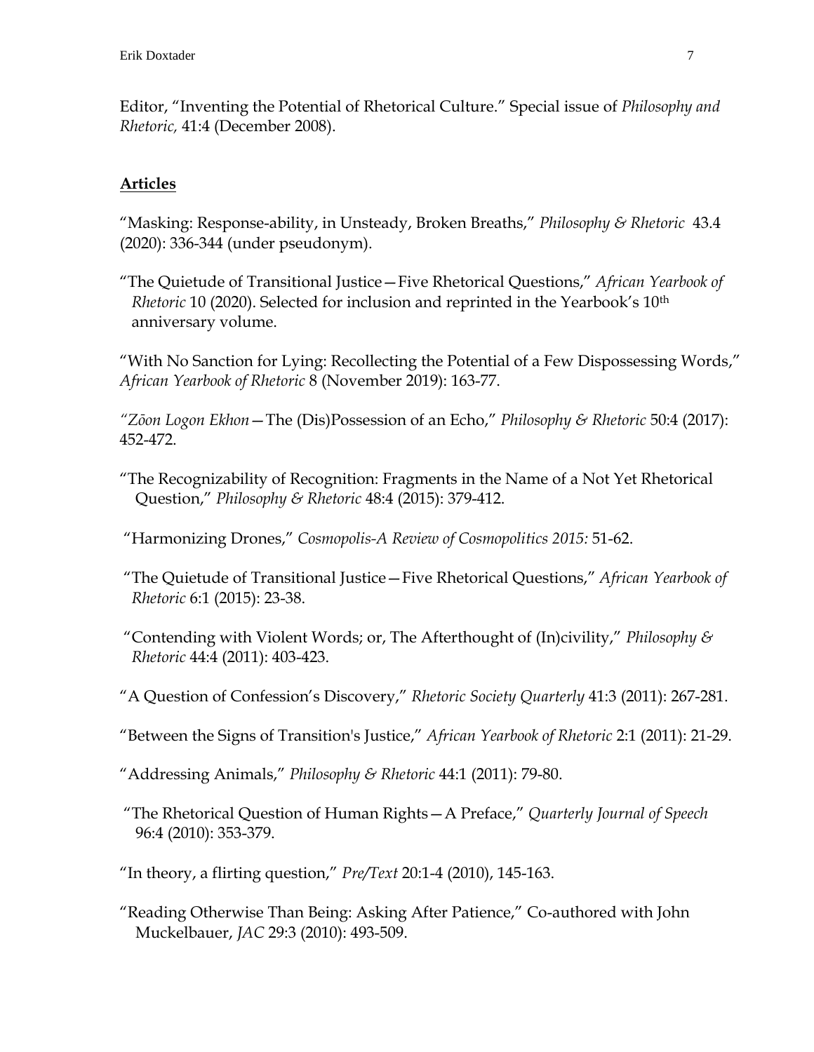Editor, "Inventing the Potential of Rhetorical Culture." Special issue of *Philosophy and Rhetoric,* 41:4 (December 2008).

## Articles

"Masking: Response-ability, in Unsteady, Broken Breaths," *Philosophy & Rhetoric* 43.4 (2020): 336-344 (under pseudonym).

"The Quietude of Transitional Justice—Five Rhetorical Questions," *African Yearbook of Rhetoric* 10 (2020). Selected for inclusion and reprinted in the Yearbook's 10th anniversary volume.

"With No Sanction for Lying: Recollecting the Potential of a Few Dispossessing Words," *African Yearbook of Rhetoric* 8 (November 2019): 163-77.

"*Zōon Logon Ekhon*—The (Dis)Possession of an Echo," *Philosophy & Rhetoric* 50:4 (2017): 452-472.

"The Recognizability of Recognition: Fragments in the Name of a Not Yet Rhetorical Question," *Philosophy & Rhetoric* 48:4 (2015): 379-412.

"Harmonizing Drones," *Cosmopolis-A Review of Cosmopolitics 2015:* 51-62.

"The Quietude of Transitional Justice—Five Rhetorical Questions," *African Yearbook of Rhetoric* 6:1 (2015): 23-38.

"Contending with Violent Words; or, The Afterthought of (In)civility," *Philosophy & Rhetoric* 44:4 (2011): 403-423.

"A Question of Confession's Discovery," *Rhetoric Society Quarterly* 41:3 (2011): 267-281.

"Between the Signs of Transition's Justice," *African Yearbook of Rhetoric* 2:1 (2011): 21-29.

"Addressing Animals," *Philosophy & Rhetoric* 44:1 (2011): 79-80.

"The Rhetorical Question of Human Rights—A Preface," *Quarterly Journal of Speech* 96:4 (2010): 353-379.

"In theory, a flirting question," *Pre/Text* 20:1-4 (2010), 145-163.

"Reading Otherwise Than Being: Asking After Patience," Co-authored with John Muckelbauer, *JAC* 29:3 (2010): 493-509.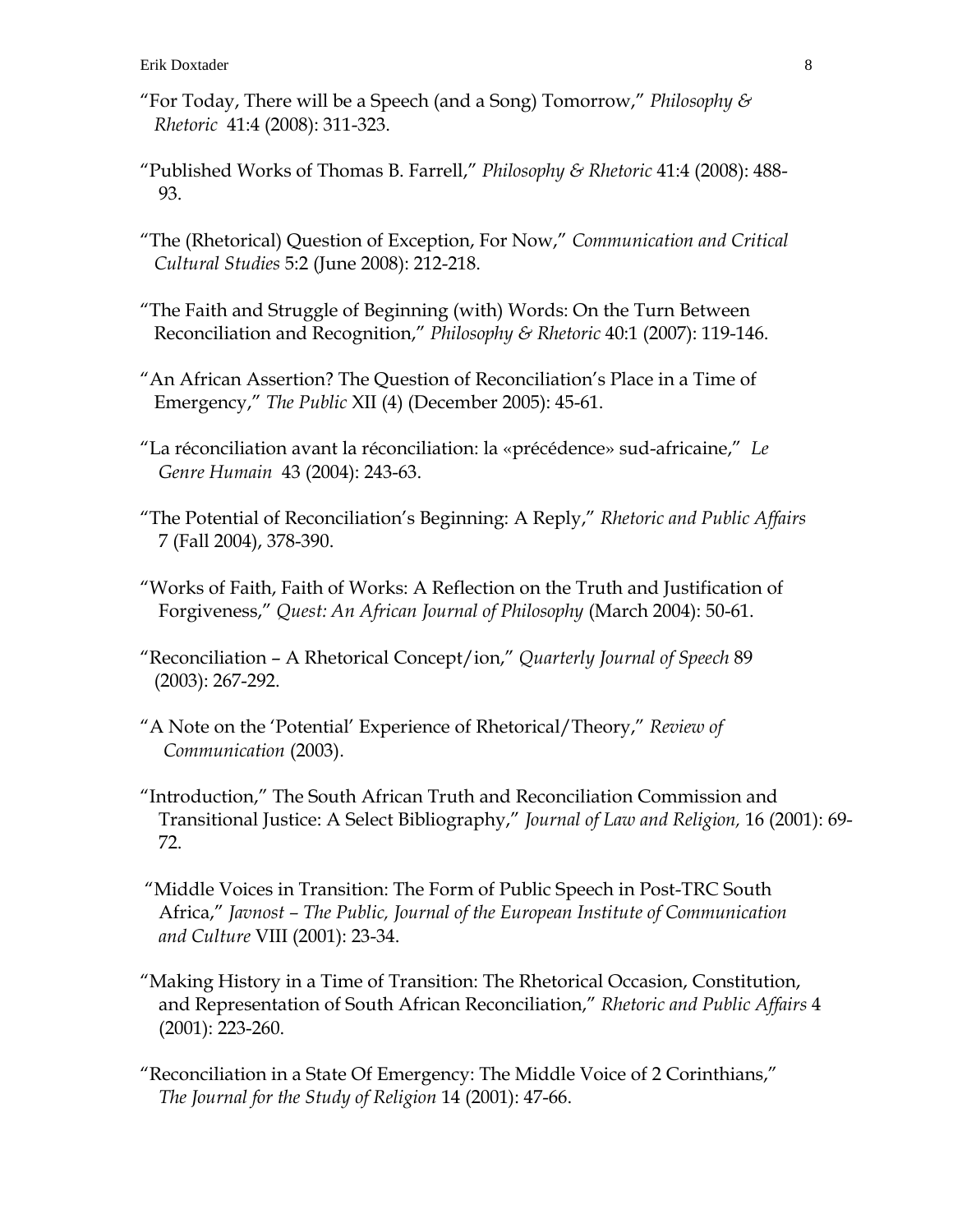"For Today, There will be a Speech (and a Song) Tomorrow," *Philosophy & Rhetoric* 41:4 (2008): 311-323.

"Published Works of Thomas B. Farrell," *Philosophy & Rhetoric* 41:4 (2008): 488-93.

"The (Rhetorical) Question of Exception, For Now," *Communication and Critical Cultural Studies* 5:2 (June 2008): 212-218.

"The Faith and Struggle of Beginning (with) Words: On the Turn Between Reconciliation and Recognition," *Philosophy & Rhetoric* 40:1 (2007): 119-146.

"An African Assertion? The Question of Reconciliation's Place in a Time of Emergency," *The Public* XII (4) (December 2005): 45-61.

"La réconciliation avant la réconciliation: la «précédence» sud-africaine," *Le Genre Humain* 43 (2004): 243-63.

"The Potential of Reconciliation's Beginning: A Reply," *Rhetoric and Public Affairs* 7 (Fall 2004), 378-390.

"Works of Faith, Faith of Works: A Reflection on the Truth and Justification of Forgiveness," *Quest: An African Journal of Philosophy* (March 2004): 50-61.

"Reconciliation – A Rhetorical Concept/ion," *Quarterly Journal of Speech* 89 (2003): 267-292.

"A Note on the 'Potential' Experience of Rhetorical/Theory," *Review of Communication* (2003).

"Introduction," The South African Truth and Reconciliation Commission and Transitional Justice: A Select Bibliography," *Journal of Law and Religion,* 16 (2001): 69-72.

"Middle Voices in Transition: The Form of Public Speech in Post-TRC South Africa," *Javnost – The Public, Journal of the European Institute of Communication and Culture* VIII (2001): 23-34.

"Making History in a Time of Transition: The Rhetorical Occasion, Constitution, and Representation of South African Reconciliation," *Rhetoric and Public Affairs* 4 (2001): 223-260.

"Reconciliation in a State Of Emergency: The Middle Voice of 2 Corinthians," *The Journal for the Study of Religion* 14 (2001): 47-66.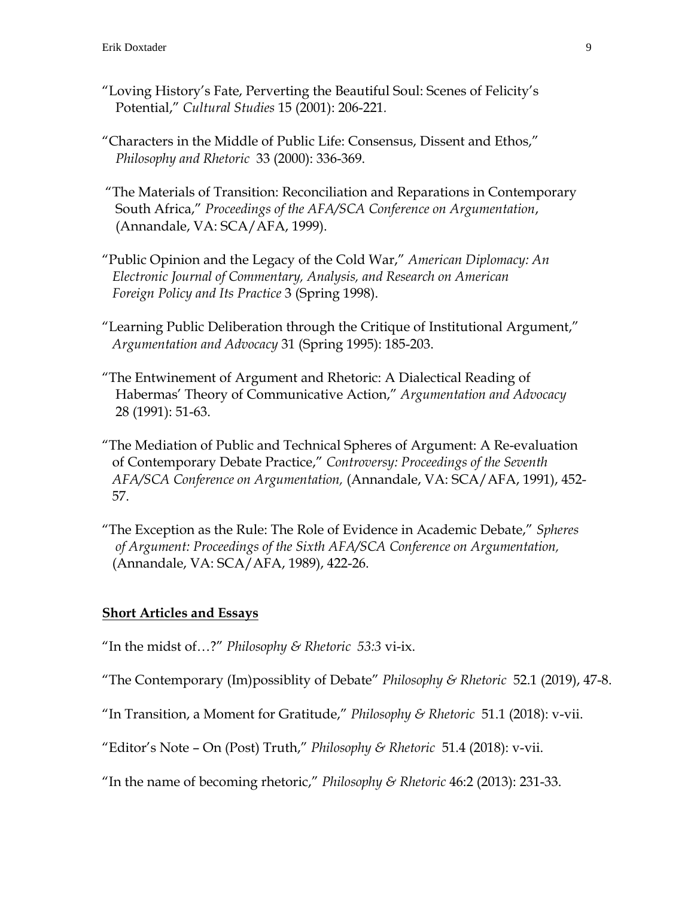"Loving History's Fate, Perverting the Beautiful Soul: Scenes of Felicity's Potential," *Cultural Studies* 15 (2001): 206-221.

"Characters in the Middle of Public Life: Consensus, Dissent and Ethos," *Philosophy and Rhetoric* 33 (2000): 336-369.

"The Materials of Transition: Reconciliation and Reparations in Contemporary South Africa," *Proceedings of the AFA/SCA Conference on Argumentation*, (Annandale, VA: SCA/AFA, 1999).

"Public Opinion and the Legacy of the Cold War," *American Diplomacy: An Electronic Journal of Commentary, Analysis, and Research on American Foreign Policy and Its Practice* 3 (Spring 1998).

"Learning Public Deliberation through the Critique of Institutional Argument," *Argumentation and Advocacy* 31 (Spring 1995): 185-203.

"The Entwinement of Argument and Rhetoric: A Dialectical Reading of Habermas' Theory of Communicative Action," *Argumentation and Advocacy* 28 (1991): 51-63.

"The Mediation of Public and Technical Spheres of Argument: A Re-evaluation of Contemporary Debate Practice," *Controversy: Proceedings of the Seventh AFA/SCA Conference on Argumentation,* (Annandale, VA: SCA/AFA, 1991), 452-57.

"The Exception as the Rule: The Role of Evidence in Academic Debate," *Spheres of Argument: Proceedings of the Sixth AFA/SCA Conference on Argumentation,* (Annandale, VA: SCA/AFA, 1989), 422-26.

**Short Articles and Essays**

"In the midst of…?" *Philosophy & Rhetoric 53:3* vi-ix.

"The Contemporary (Im)possiblity of Debate" *Philosophy & Rhetoric* 52.1 (2019), 47-8.

"In Transition, a Moment for Gratitude," *Philosophy & Rhetoric* 51.1 (2018): v-vii.

"Editor's Note – On (Post) Truth," *Philosophy & Rhetoric* 51.4 (2018): v-vii.

"In the name of becoming rhetoric," *Philosophy & Rhetoric* 46:2 (2013): 231-33.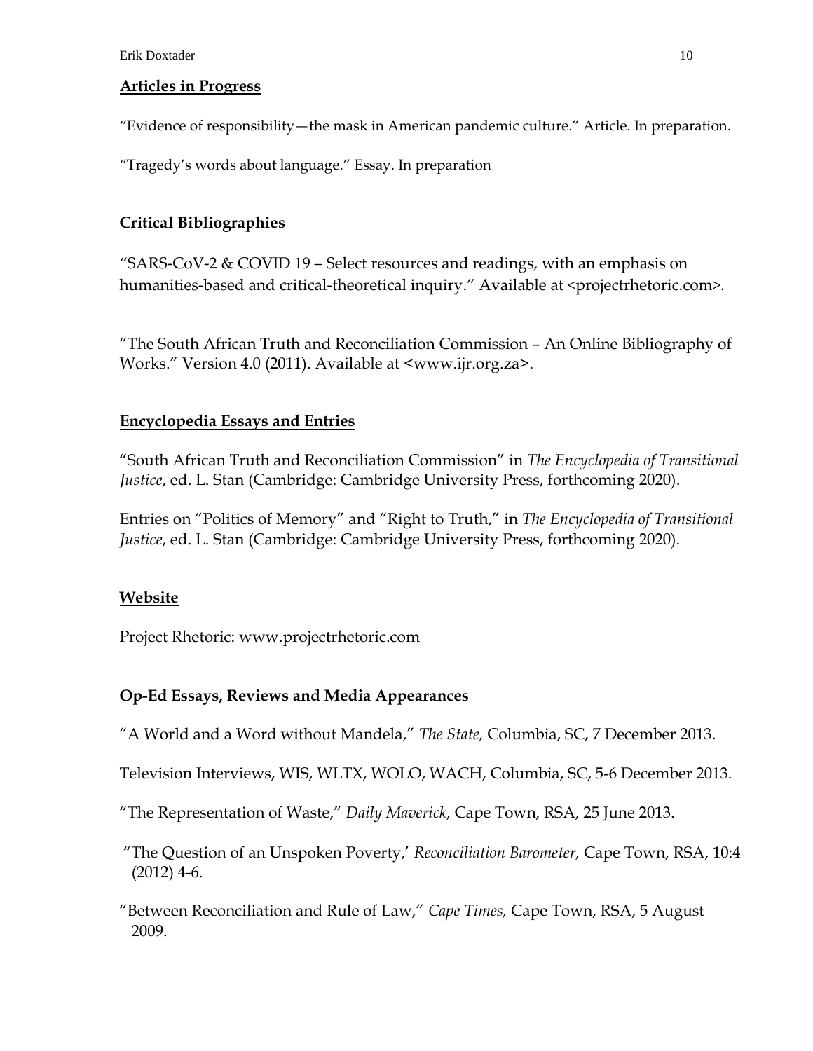## Articles in Progress

"Evidence of responsibility—the mask in American pandemic culture." Article. In preparation.

"Tragedy's words about language." Essay. In preparation

## Critical Bibliographies

"SARS-CoV-2 & COVID 19 – Select resources and readings, with an emphasis on humanities-based and critical-theoretical inquiry." Available at <projectrhetoric.com>.

"The South African Truth and Reconciliation Commission – An Online Bibliography of Works." Version 4.0 (2011). Available at <www.ijr.org.za>.

## Encyclopedia Essays and Entries

"South African Truth and Reconciliation Commission" in *The Encyclopedia of Transitional Justice*, ed. L. Stan (Cambridge: Cambridge University Press, forthcoming 2020).

Entries on "Politics of Memory" and "Right to Truth," in *The Encyclopedia of Transitional Justice*, ed. L. Stan (Cambridge: Cambridge University Press, forthcoming 2020).

## Website

Project Rhetoric: www.projectrhetoric.com

## Op-Ed Essays, Reviews and Media Appearances

"A World and a Word without Mandela," *The State,* Columbia, SC, 7 December 2013.

Television Interviews, WIS, WLTX, WOLO, WACH, Columbia, SC, 5-6 December 2013.

"The Representation of Waste," *Daily Maverick*, Cape Town, RSA, 25 June 2013.

"The Question of an Unspoken Poverty,' *Reconciliation Barometer,* Cape Town, RSA, 10:4 (2012) 4-6.

"Between Reconciliation and Rule of Law," *Cape Times,* Cape Town, RSA, 5 August 2009.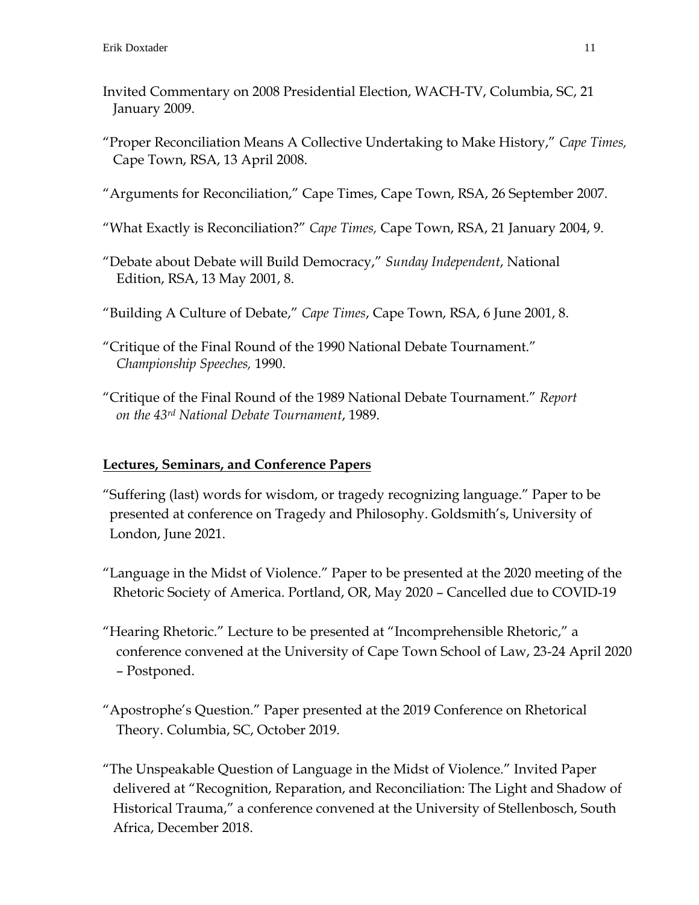Invited Commentary on 2008 Presidential Election, WACH-TV, Columbia, SC, 21 January 2009.

"Proper Reconciliation Means A Collective Undertaking to Make History," *Cape Times,* Cape Town, RSA, 13 April 2008.

"Arguments for Reconciliation," Cape Times, Cape Town, RSA, 26 September 2007.

"What Exactly is Reconciliation?" *Cape Times,* Cape Town, RSA, 21 January 2004, 9.

"Debate about Debate will Build Democracy," *Sunday Independent*, National Edition, RSA, 13 May 2001, 8.

"Building A Culture of Debate," *Cape Times*, Cape Town, RSA, 6 June 2001, 8.

"Critique of the Final Round of the 1990 National Debate Tournament." *Championship Speeches,* 1990.

"Critique of the Final Round of the 1989 National Debate Tournament." *Report on the 43rd National Debate Tournament*, 1989.

## Lectures, Seminars, and Conference Papers

"Suffering (last) words for wisdom, or tragedy recognizing language." Paper to be presented at conference on Tragedy and Philosophy. Goldsmith's, University of London, June 2021.

"Language in the Midst of Violence." Paper to be presented at the 2020 meeting of the Rhetoric Society of America. Portland, OR, May 2020 – Cancelled due to COVID-19

"Hearing Rhetoric." Lecture to be presented at "Incomprehensible Rhetoric," a conference convened at the University of Cape Town School of Law, 23-24 April 2020 – Postponed.

"Apostrophe's Question." Paper presented at the 2019 Conference on Rhetorical Theory. Columbia, SC, October 2019.

"The Unspeakable Question of Language in the Midst of Violence." Invited Paper delivered at "Recognition, Reparation, and Reconciliation: The Light and Shadow of Historical Trauma," a conference convened at the University of Stellenbosch, South Africa, December 2018.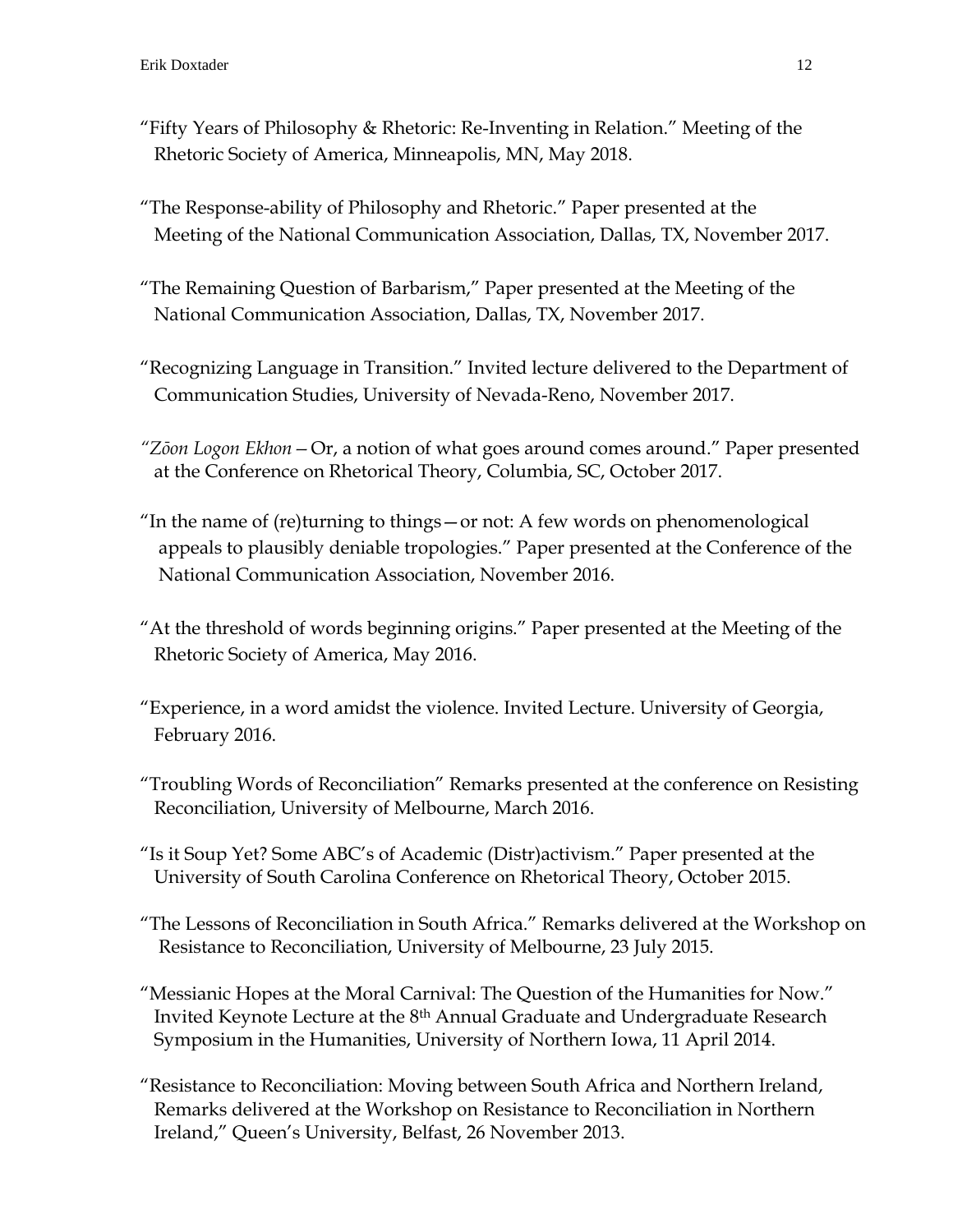“Fifty Years of Philosophy & Rhetoric: Re-Inventing in Relation.” Meeting of the Rhetoric Society of America, Minneapolis, MN, May 2018.

“The Response-ability of Philosophy and Rhetoric.” Paper presented at the Meeting of the National Communication Association, Dallas, TX, November 2017.

“The Remaining Question of Barbarism,” Paper presented at the Meeting of the National Communication Association, Dallas, TX, November 2017.

“Recognizing Language in Transition.” Invited lecture delivered to the Department of Communication Studies, University of Nevada-Reno, November 2017.

*“Zōon Logon Ekhon* – Or, a notion of what goes around comes around.” Paper presented at the Conference on Rhetorical Theory, Columbia, SC, October 2017.

“In the name of (re)turning to things—or not: A few words on phenomenological appeals to plausibly deniable tropologies.” Paper presented at the Conference of the National Communication Association, November 2016.

“At the threshold of words beginning origins.” Paper presented at the Meeting of the Rhetoric Society of America, May 2016.

“Experience, in a word amidst the violence. Invited Lecture. University of Georgia, February 2016.

“Troubling Words of Reconciliation” Remarks presented at the conference on Resisting Reconciliation, University of Melbourne, March 2016.

“Is it Soup Yet? Some ABC’s of Academic (Distr)activism.” Paper presented at the University of South Carolina Conference on Rhetorical Theory, October 2015.

“The Lessons of Reconciliation in South Africa.” Remarks delivered at the Workshop on Resistance to Reconciliation, University of Melbourne, 23 July 2015.

“Messianic Hopes at the Moral Carnival: The Question of the Humanities for Now.” Invited Keynote Lecture at the 8th Annual Graduate and Undergraduate Research Symposium in the Humanities, University of Northern Iowa, 11 April 2014.

“Resistance to Reconciliation: Moving between South Africa and Northern Ireland, Remarks delivered at the Workshop on Resistance to Reconciliation in Northern Ireland,” Queen’s University, Belfast, 26 November 2013.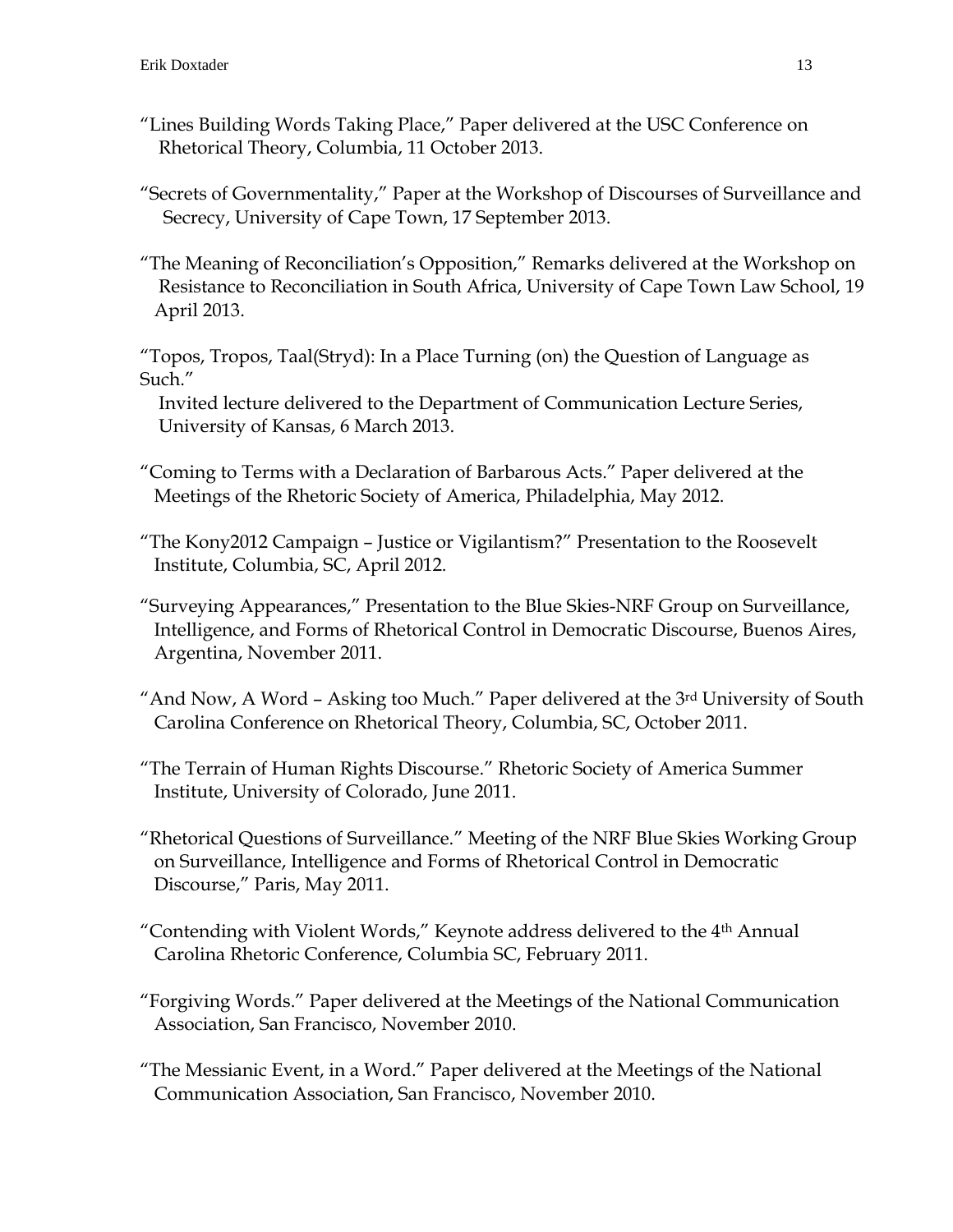"Lines Building Words Taking Place," Paper delivered at the USC Conference on Rhetorical Theory, Columbia, 11 October 2013.

"Secrets of Governmentality," Paper at the Workshop of Discourses of Surveillance and Secrecy, University of Cape Town, 17 September 2013.

"The Meaning of Reconciliation's Opposition," Remarks delivered at the Workshop on Resistance to Reconciliation in South Africa, University of Cape Town Law School, 19 April 2013.

"Topos, Tropos, Taal(Stryd): In a Place Turning (on) the Question of Language as Such."
Invited lecture delivered to the Department of Communication Lecture Series, University of Kansas, 6 March 2013.

"Coming to Terms with a Declaration of Barbarous Acts." Paper delivered at the Meetings of the Rhetoric Society of America, Philadelphia, May 2012.

"The Kony2012 Campaign – Justice or Vigilantism?" Presentation to the Roosevelt Institute, Columbia, SC, April 2012.

"Surveying Appearances," Presentation to the Blue Skies-NRF Group on Surveillance, Intelligence, and Forms of Rhetorical Control in Democratic Discourse, Buenos Aires, Argentina, November 2011.

"And Now, A Word – Asking too Much." Paper delivered at the 3rd University of South Carolina Conference on Rhetorical Theory, Columbia, SC, October 2011.

"The Terrain of Human Rights Discourse." Rhetoric Society of America Summer Institute, University of Colorado, June 2011.

"Rhetorical Questions of Surveillance." Meeting of the NRF Blue Skies Working Group on Surveillance, Intelligence and Forms of Rhetorical Control in Democratic Discourse," Paris, May 2011.

"Contending with Violent Words," Keynote address delivered to the 4th Annual Carolina Rhetoric Conference, Columbia SC, February 2011.

"Forgiving Words." Paper delivered at the Meetings of the National Communication Association, San Francisco, November 2010.

"The Messianic Event, in a Word." Paper delivered at the Meetings of the National Communication Association, San Francisco, November 2010.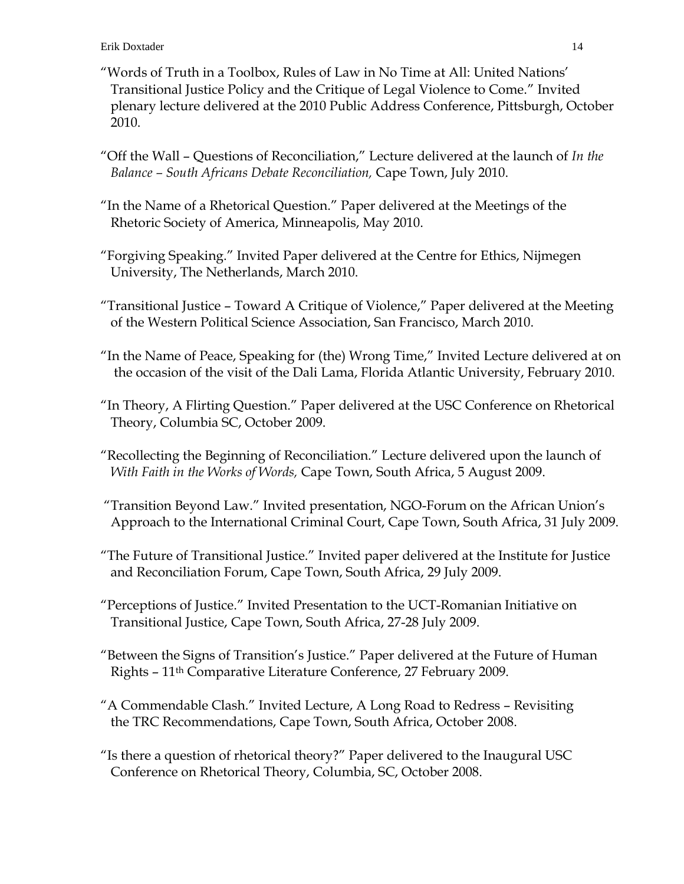"Words of Truth in a Toolbox, Rules of Law in No Time at All: United Nations' Transitional Justice Policy and the Critique of Legal Violence to Come." Invited plenary lecture delivered at the 2010 Public Address Conference, Pittsburgh, October 2010.

"Off the Wall – Questions of Reconciliation," Lecture delivered at the launch of *In the Balance – South Africans Debate Reconciliation,* Cape Town, July 2010.

"In the Name of a Rhetorical Question." Paper delivered at the Meetings of the Rhetoric Society of America, Minneapolis, May 2010.

"Forgiving Speaking." Invited Paper delivered at the Centre for Ethics, Nijmegen University, The Netherlands, March 2010.

"Transitional Justice – Toward A Critique of Violence," Paper delivered at the Meeting of the Western Political Science Association, San Francisco, March 2010.

"In the Name of Peace, Speaking for (the) Wrong Time," Invited Lecture delivered at on the occasion of the visit of the Dali Lama, Florida Atlantic University, February 2010.

"In Theory, A Flirting Question." Paper delivered at the USC Conference on Rhetorical Theory, Columbia SC, October 2009.

"Recollecting the Beginning of Reconciliation." Lecture delivered upon the launch of *With Faith in the Works of Words,* Cape Town, South Africa, 5 August 2009.

"Transition Beyond Law." Invited presentation, NGO-Forum on the African Union's Approach to the International Criminal Court, Cape Town, South Africa, 31 July 2009.

"The Future of Transitional Justice." Invited paper delivered at the Institute for Justice and Reconciliation Forum, Cape Town, South Africa, 29 July 2009.

"Perceptions of Justice." Invited Presentation to the UCT-Romanian Initiative on Transitional Justice, Cape Town, South Africa, 27-28 July 2009.

"Between the Signs of Transition's Justice." Paper delivered at the Future of Human Rights – 11th Comparative Literature Conference, 27 February 2009.

"A Commendable Clash." Invited Lecture, A Long Road to Redress – Revisiting the TRC Recommendations, Cape Town, South Africa, October 2008.

"Is there a question of rhetorical theory?" Paper delivered to the Inaugural USC Conference on Rhetorical Theory, Columbia, SC, October 2008.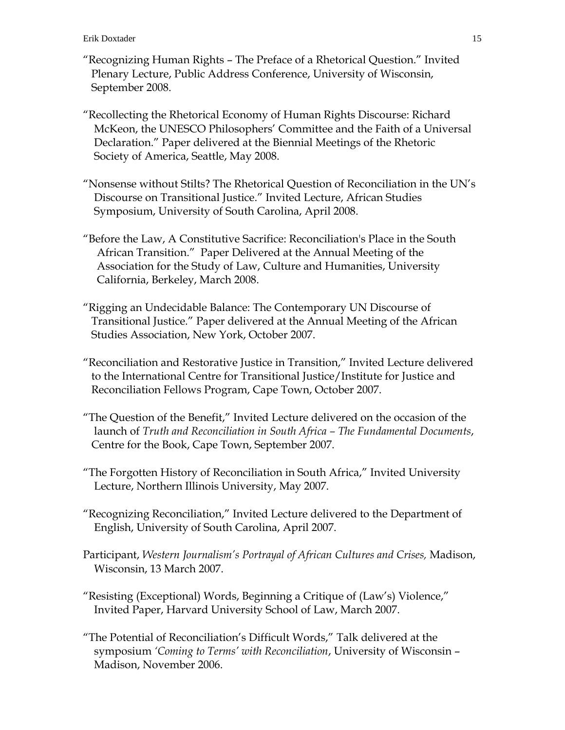"Recognizing Human Rights – The Preface of a Rhetorical Question." Invited Plenary Lecture, Public Address Conference, University of Wisconsin, September 2008.

"Recollecting the Rhetorical Economy of Human Rights Discourse: Richard McKeon, the UNESCO Philosophers' Committee and the Faith of a Universal Declaration." Paper delivered at the Biennial Meetings of the Rhetoric Society of America, Seattle, May 2008.

"Nonsense without Stilts? The Rhetorical Question of Reconciliation in the UN's Discourse on Transitional Justice." Invited Lecture, African Studies Symposium, University of South Carolina, April 2008.

"Before the Law, A Constitutive Sacrifice: Reconciliation's Place in the South African Transition." Paper Delivered at the Annual Meeting of the Association for the Study of Law, Culture and Humanities, University California, Berkeley, March 2008.

"Rigging an Undecidable Balance: The Contemporary UN Discourse of Transitional Justice." Paper delivered at the Annual Meeting of the African Studies Association, New York, October 2007.

"Reconciliation and Restorative Justice in Transition," Invited Lecture delivered to the International Centre for Transitional Justice/Institute for Justice and Reconciliation Fellows Program, Cape Town, October 2007.

"The Question of the Benefit," Invited Lecture delivered on the occasion of the launch of *Truth and Reconciliation in South Africa – The Fundamental Documents*, Centre for the Book, Cape Town, September 2007.

"The Forgotten History of Reconciliation in South Africa," Invited University Lecture, Northern Illinois University, May 2007.

"Recognizing Reconciliation," Invited Lecture delivered to the Department of English, University of South Carolina, April 2007.

Participant, *Western Journalism's Portrayal of African Cultures and Crises,* Madison, Wisconsin, 13 March 2007.

"Resisting (Exceptional) Words, Beginning a Critique of (Law's) Violence," Invited Paper, Harvard University School of Law, March 2007.

"The Potential of Reconciliation's Difficult Words," Talk delivered at the symposium *'Coming to Terms' with Reconciliation*, University of Wisconsin – Madison, November 2006.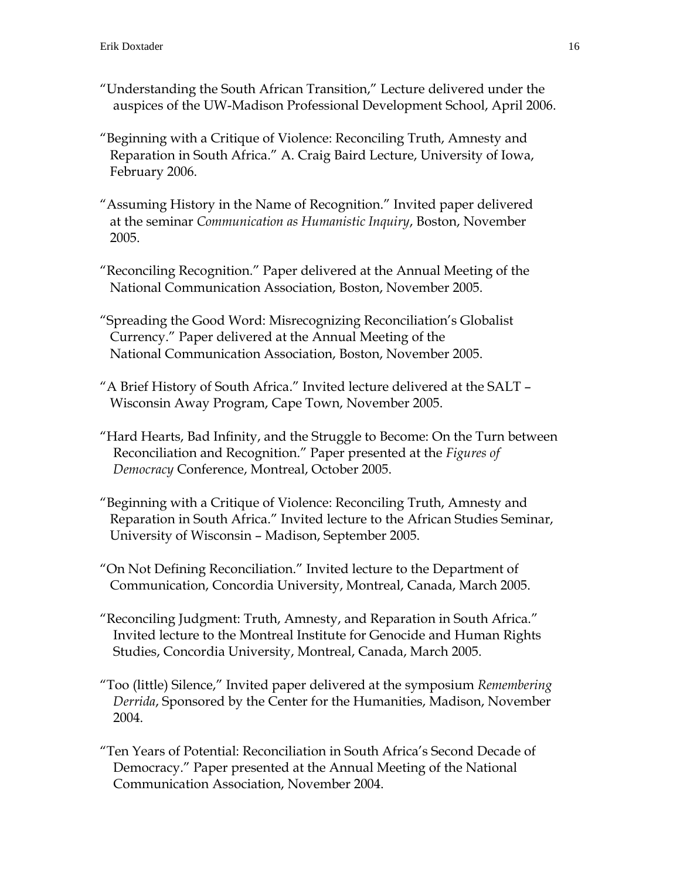"Understanding the South African Transition," Lecture delivered under the auspices of the UW-Madison Professional Development School, April 2006.

"Beginning with a Critique of Violence: Reconciling Truth, Amnesty and Reparation in South Africa." A. Craig Baird Lecture, University of Iowa, February 2006.

"Assuming History in the Name of Recognition." Invited paper delivered at the seminar *Communication as Humanistic Inquiry*, Boston, November 2005.

"Reconciling Recognition." Paper delivered at the Annual Meeting of the National Communication Association, Boston, November 2005.

"Spreading the Good Word: Misrecognizing Reconciliation's Globalist Currency." Paper delivered at the Annual Meeting of the National Communication Association, Boston, November 2005.

"A Brief History of South Africa." Invited lecture delivered at the SALT – Wisconsin Away Program, Cape Town, November 2005.

"Hard Hearts, Bad Infinity, and the Struggle to Become: On the Turn between Reconciliation and Recognition." Paper presented at the *Figures of Democracy* Conference, Montreal, October 2005.

"Beginning with a Critique of Violence: Reconciling Truth, Amnesty and Reparation in South Africa." Invited lecture to the African Studies Seminar, University of Wisconsin – Madison, September 2005.

"On Not Defining Reconciliation." Invited lecture to the Department of Communication, Concordia University, Montreal, Canada, March 2005.

"Reconciling Judgment: Truth, Amnesty, and Reparation in South Africa." Invited lecture to the Montreal Institute for Genocide and Human Rights Studies, Concordia University, Montreal, Canada, March 2005.

"Too (little) Silence," Invited paper delivered at the symposium *Remembering Derrida*, Sponsored by the Center for the Humanities, Madison, November 2004.

"Ten Years of Potential: Reconciliation in South Africa's Second Decade of Democracy." Paper presented at the Annual Meeting of the National Communication Association, November 2004.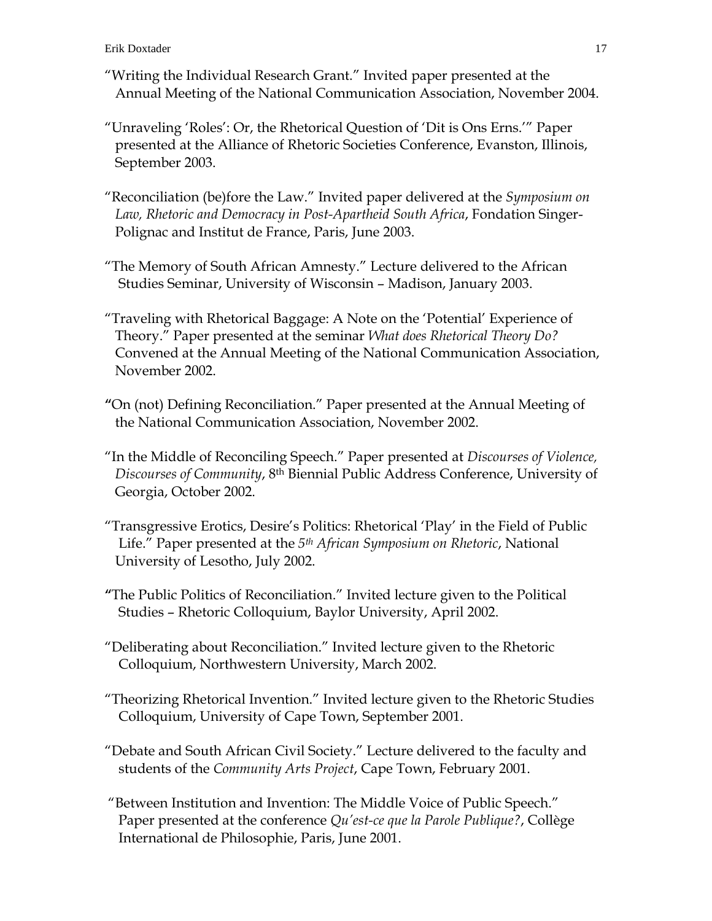"Writing the Individual Research Grant." Invited paper presented at the Annual Meeting of the National Communication Association, November 2004.

"Unraveling 'Roles': Or, the Rhetorical Question of 'Dit is Ons Erns.'" Paper presented at the Alliance of Rhetoric Societies Conference, Evanston, Illinois, September 2003.

"Reconciliation (be)fore the Law." Invited paper delivered at the *Symposium on Law, Rhetoric and Democracy in Post-Apartheid South Africa*, Fondation Singer-Polignac and Institut de France, Paris, June 2003.

"The Memory of South African Amnesty." Lecture delivered to the African Studies Seminar, University of Wisconsin – Madison, January 2003.

"Traveling with Rhetorical Baggage: A Note on the 'Potential' Experience of Theory." Paper presented at the seminar *What does Rhetorical Theory Do?* Convened at the Annual Meeting of the National Communication Association, November 2002.

"On (not) Defining Reconciliation." Paper presented at the Annual Meeting of the National Communication Association, November 2002.

"In the Middle of Reconciling Speech." Paper presented at *Discourses of Violence, Discourses of Community*, 8th Biennial Public Address Conference, University of Georgia, October 2002.

"Transgressive Erotics, Desire's Politics: Rhetorical 'Play' in the Field of Public Life." Paper presented at the *5th African Symposium on Rhetoric*, National University of Lesotho, July 2002.

"The Public Politics of Reconciliation." Invited lecture given to the Political Studies – Rhetoric Colloquium, Baylor University, April 2002.

"Deliberating about Reconciliation." Invited lecture given to the Rhetoric Colloquium, Northwestern University, March 2002.

"Theorizing Rhetorical Invention." Invited lecture given to the Rhetoric Studies Colloquium, University of Cape Town, September 2001.

"Debate and South African Civil Society." Lecture delivered to the faculty and students of the *Community Arts Project*, Cape Town, February 2001.

"Between Institution and Invention: The Middle Voice of Public Speech." Paper presented at the conference *Qu'est-ce que la Parole Publique?*, Collège International de Philosophie, Paris, June 2001.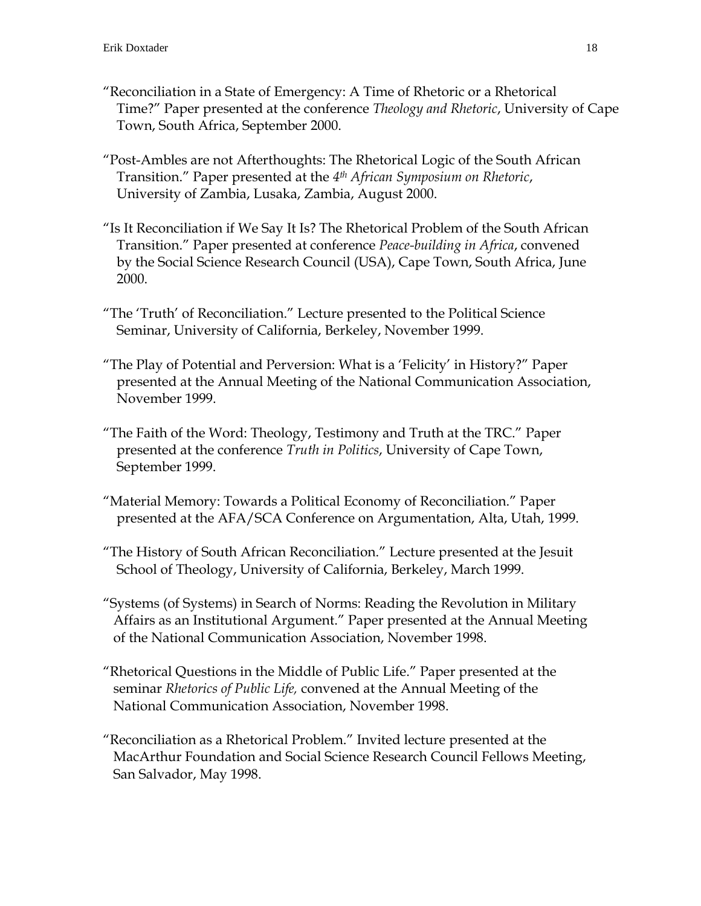"Reconciliation in a State of Emergency: A Time of Rhetoric or a Rhetorical Time?" Paper presented at the conference *Theology and Rhetoric*, University of Cape Town, South Africa, September 2000.

"Post-Ambles are not Afterthoughts: The Rhetorical Logic of the South African Transition." Paper presented at the *4th African Symposium on Rhetoric*, University of Zambia, Lusaka, Zambia, August 2000.

"Is It Reconciliation if We Say It Is? The Rhetorical Problem of the South African Transition." Paper presented at conference *Peace-building in Africa*, convened by the Social Science Research Council (USA), Cape Town, South Africa, June 2000.

"The 'Truth' of Reconciliation." Lecture presented to the Political Science Seminar, University of California, Berkeley, November 1999.

"The Play of Potential and Perversion: What is a 'Felicity' in History?" Paper presented at the Annual Meeting of the National Communication Association, November 1999.

"The Faith of the Word: Theology, Testimony and Truth at the TRC." Paper presented at the conference *Truth in Politics*, University of Cape Town, September 1999.

"Material Memory: Towards a Political Economy of Reconciliation." Paper presented at the AFA/SCA Conference on Argumentation, Alta, Utah, 1999.

"The History of South African Reconciliation." Lecture presented at the Jesuit School of Theology, University of California, Berkeley, March 1999.

"Systems (of Systems) in Search of Norms: Reading the Revolution in Military Affairs as an Institutional Argument." Paper presented at the Annual Meeting of the National Communication Association, November 1998.

"Rhetorical Questions in the Middle of Public Life." Paper presented at the seminar *Rhetorics of Public Life,* convened at the Annual Meeting of the National Communication Association, November 1998.

"Reconciliation as a Rhetorical Problem." Invited lecture presented at the MacArthur Foundation and Social Science Research Council Fellows Meeting, San Salvador, May 1998.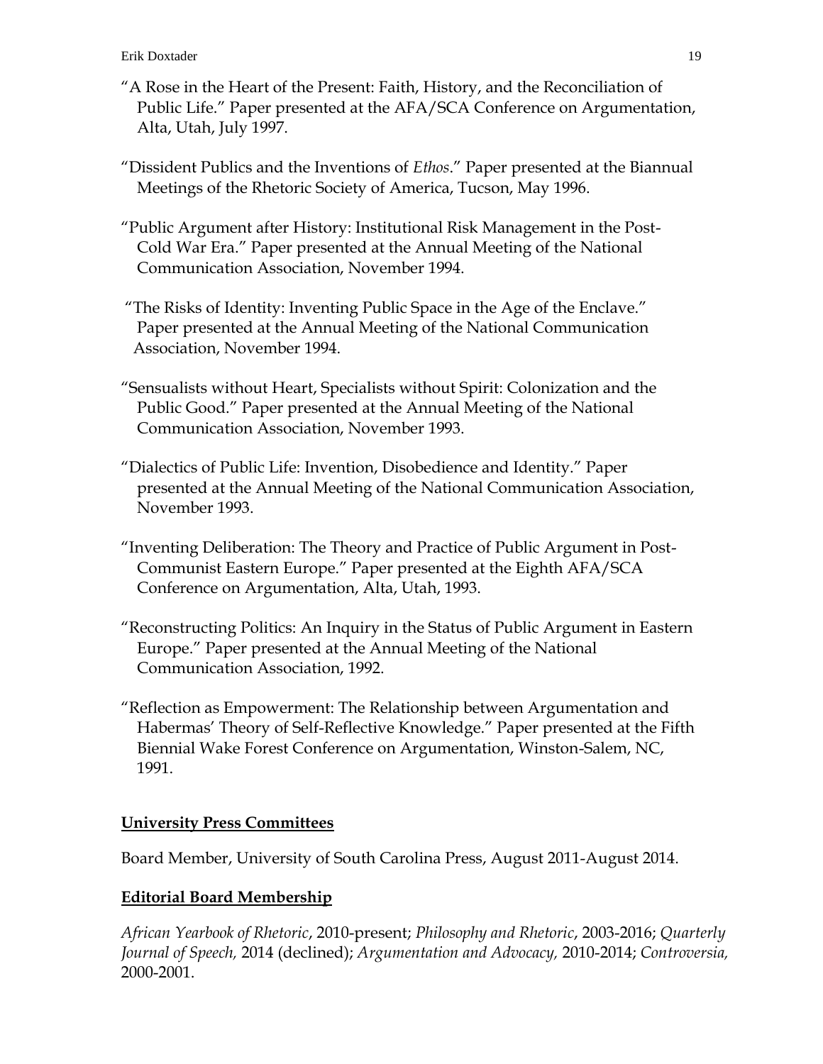"A Rose in the Heart of the Present: Faith, History, and the Reconciliation of Public Life." Paper presented at the AFA/SCA Conference on Argumentation, Alta, Utah, July 1997.

"Dissident Publics and the Inventions of *Ethos*." Paper presented at the Biannual Meetings of the Rhetoric Society of America, Tucson, May 1996.

"Public Argument after History: Institutional Risk Management in the Post-Cold War Era." Paper presented at the Annual Meeting of the National Communication Association, November 1994.

"The Risks of Identity: Inventing Public Space in the Age of the Enclave." Paper presented at the Annual Meeting of the National Communication Association, November 1994.

"Sensualists without Heart, Specialists without Spirit: Colonization and the Public Good." Paper presented at the Annual Meeting of the National Communication Association, November 1993.

"Dialectics of Public Life: Invention, Disobedience and Identity." Paper presented at the Annual Meeting of the National Communication Association, November 1993.

"Inventing Deliberation: The Theory and Practice of Public Argument in Post-Communist Eastern Europe." Paper presented at the Eighth AFA/SCA Conference on Argumentation, Alta, Utah, 1993.

"Reconstructing Politics: An Inquiry in the Status of Public Argument in Eastern Europe." Paper presented at the Annual Meeting of the National Communication Association, 1992.

"Reflection as Empowerment: The Relationship between Argumentation and Habermas' Theory of Self-Reflective Knowledge." Paper presented at the Fifth Biennial Wake Forest Conference on Argumentation, Winston-Salem, NC, 1991.

**University Press Committees**

Board Member, University of South Carolina Press, August 2011-August 2014.

**Editorial Board Membership**

*African Yearbook of Rhetoric*, 2010-present; *Philosophy and Rhetoric*, 2003-2016; *Quarterly Journal of Speech,* 2014 (declined); *Argumentation and Advocacy,* 2010-2014; *Controversia,* 2000-2001.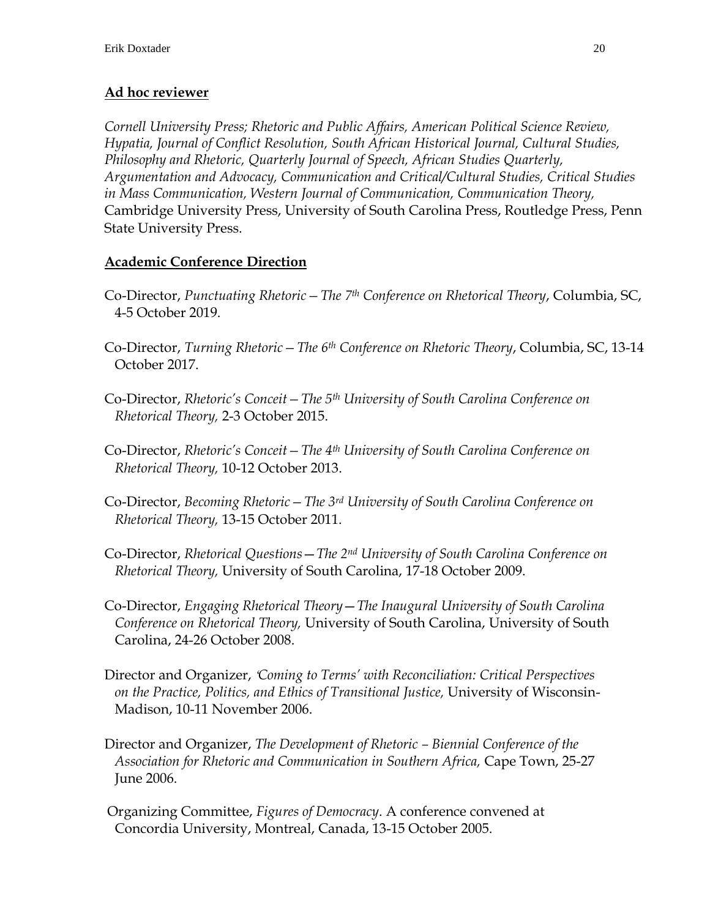**Ad hoc reviewer**

*Cornell University Press; Rhetoric and Public Affairs, American Political Science Review, Hypatia, Journal of Conflict Resolution, South African Historical Journal, Cultural Studies, Philosophy and Rhetoric, Quarterly Journal of Speech, African Studies Quarterly, Argumentation and Advocacy, Communication and Critical/Cultural Studies, Critical Studies in Mass Communication, Western Journal of Communication, Communication Theory,* Cambridge University Press, University of South Carolina Press, Routledge Press, Penn State University Press.

**Academic Conference Direction**

Co-Director, *Punctuating Rhetoric – The 7th Conference on Rhetorical Theory*, Columbia, SC, 4-5 October 2019.

Co-Director, *Turning Rhetoric – The 6th Conference on Rhetoric Theory*, Columbia, SC, 13-14 October 2017.

Co-Director, *Rhetoric's Conceit – The 5th University of South Carolina Conference on Rhetorical Theory,* 2-3 October 2015.

Co-Director, *Rhetoric's Conceit – The 4th University of South Carolina Conference on Rhetorical Theory,* 10-12 October 2013.

Co-Director, *Becoming Rhetoric – The 3rd University of South Carolina Conference on Rhetorical Theory,* 13-15 October 2011.

Co-Director, *Rhetorical Questions—The 2nd University of South Carolina Conference on Rhetorical Theory,* University of South Carolina, 17-18 October 2009.

Co-Director, *Engaging Rhetorical Theory—The Inaugural University of South Carolina Conference on Rhetorical Theory,* University of South Carolina, University of South Carolina, 24-26 October 2008.

Director and Organizer, *'Coming to Terms' with Reconciliation: Critical Perspectives on the Practice, Politics, and Ethics of Transitional Justice,* University of Wisconsin-Madison, 10-11 November 2006.

Director and Organizer, *The Development of Rhetoric – Biennial Conference of the Association for Rhetoric and Communication in Southern Africa,* Cape Town, 25-27 June 2006.

Organizing Committee, *Figures of Democracy*. A conference convened at Concordia University, Montreal, Canada, 13-15 October 2005.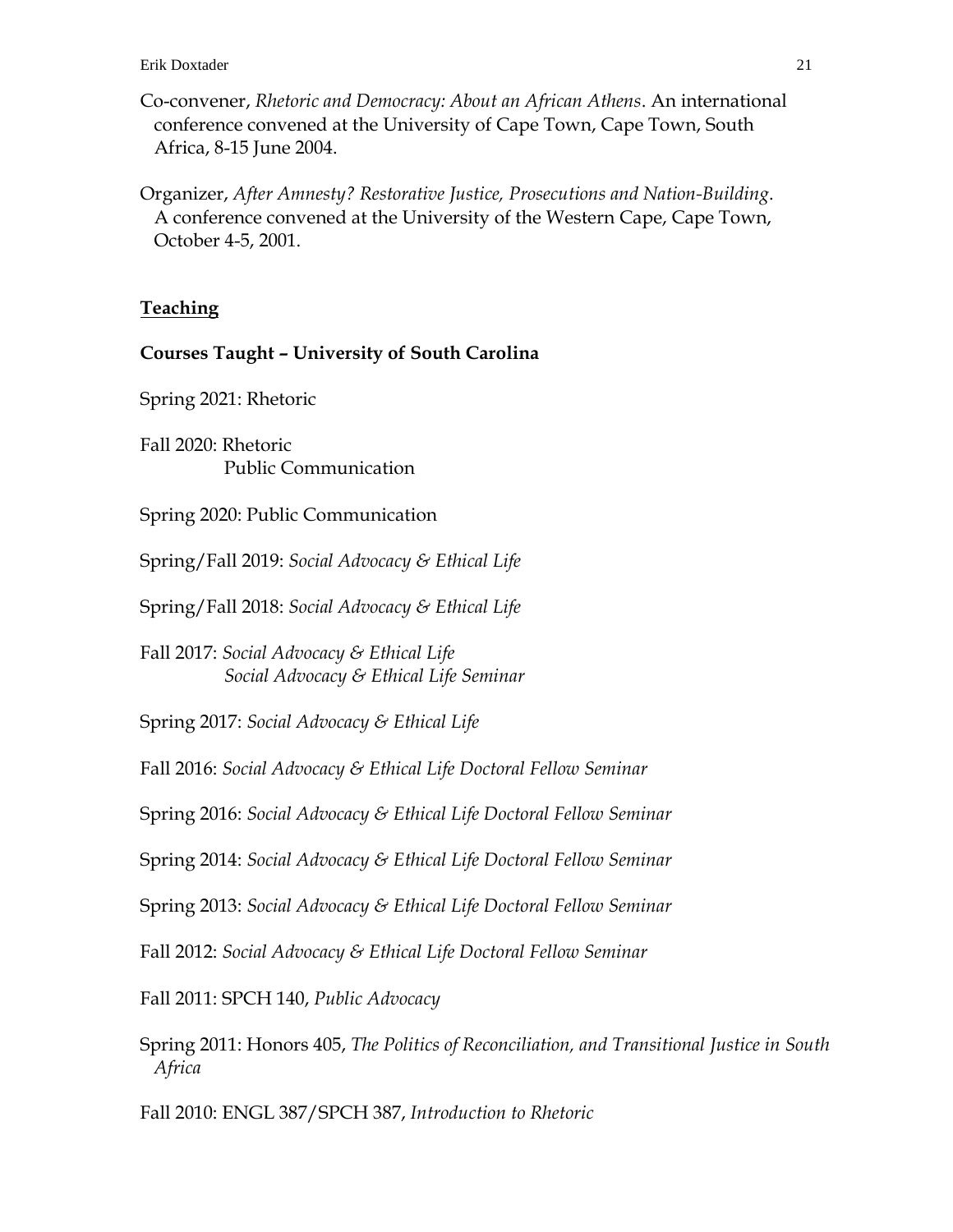Co-convener, *Rhetoric and Democracy: About an African Athens*. An international conference convened at the University of Cape Town, Cape Town, South Africa, 8-15 June 2004.

Organizer, *After Amnesty? Restorative Justice, Prosecutions and Nation-Building*. A conference convened at the University of the Western Cape, Cape Town, October 4-5, 2001.

## <u>Teaching</u>

### Courses Taught – University of South Carolina

Spring 2021: Rhetoric

Fall 2020: Rhetoric
Public Communication

Spring 2020: Public Communication

Spring/Fall 2019: *Social Advocacy & Ethical Life*

Spring/Fall 2018: *Social Advocacy & Ethical Life*

Fall 2017: *Social Advocacy & Ethical Life*
*Social Advocacy & Ethical Life Seminar*

Spring 2017: *Social Advocacy & Ethical Life*

Fall 2016: *Social Advocacy & Ethical Life Doctoral Fellow Seminar*

Spring 2016: *Social Advocacy & Ethical Life Doctoral Fellow Seminar*

Spring 2014: *Social Advocacy & Ethical Life Doctoral Fellow Seminar*

Spring 2013: *Social Advocacy & Ethical Life Doctoral Fellow Seminar*

Fall 2012: *Social Advocacy & Ethical Life Doctoral Fellow Seminar*

Fall 2011: SPCH 140, *Public Advocacy*

Spring 2011: Honors 405, *The Politics of Reconciliation, and Transitional Justice in South Africa*

Fall 2010: ENGL 387/SPCH 387, *Introduction to Rhetoric*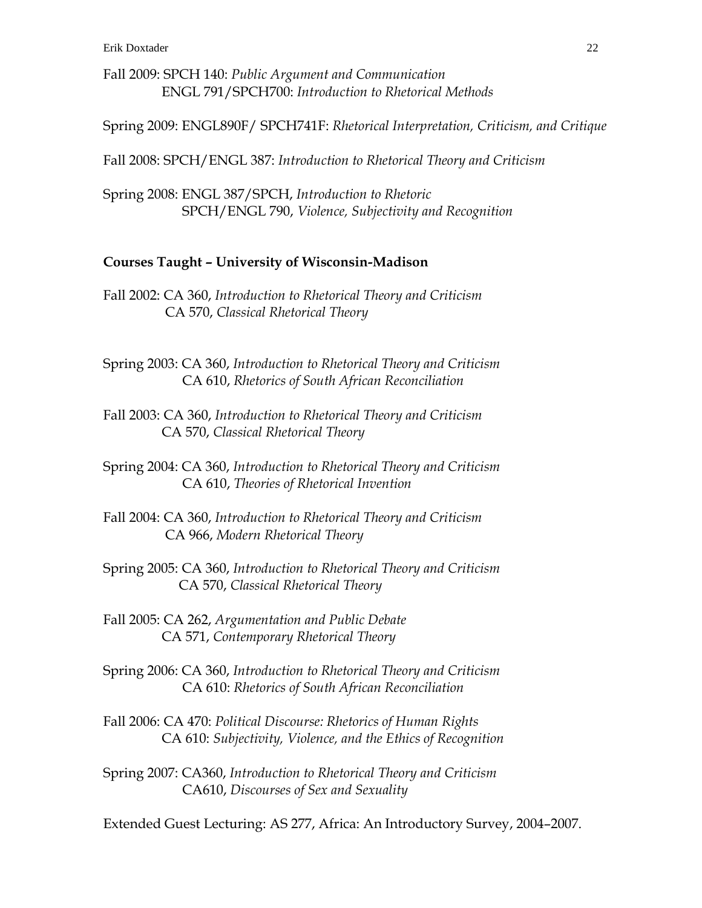Fall 2009: SPCH 140: *Public Argument and Communication*
ENGL 791/SPCH700: *Introduction to Rhetorical Methods*

Spring 2009: ENGL890F/ SPCH741F: *Rhetorical Interpretation, Criticism, and Critique*

Fall 2008: SPCH/ENGL 387: *Introduction to Rhetorical Theory and Criticism*

Spring 2008: ENGL 387/SPCH, *Introduction to Rhetoric*
SPCH/ENGL 790, *Violence, Subjectivity and Recognition*

### Courses Taught – University of Wisconsin-Madison

Fall 2002: CA 360, *Introduction to Rhetorical Theory and Criticism*
CA 570, *Classical Rhetorical Theory*

Spring 2003: CA 360, *Introduction to Rhetorical Theory and Criticism*
CA 610, *Rhetorics of South African Reconciliation*

Fall 2003: CA 360, *Introduction to Rhetorical Theory and Criticism*
CA 570, *Classical Rhetorical Theory*

Spring 2004: CA 360, *Introduction to Rhetorical Theory and Criticism*
CA 610, *Theories of Rhetorical Invention*

Fall 2004: CA 360, *Introduction to Rhetorical Theory and Criticism*
CA 966, *Modern Rhetorical Theory*

Spring 2005: CA 360, *Introduction to Rhetorical Theory and Criticism*
CA 570, *Classical Rhetorical Theory*

Fall 2005: CA 262, *Argumentation and Public Debate*
CA 571, *Contemporary Rhetorical Theory*

Spring 2006: CA 360, *Introduction to Rhetorical Theory and Criticism*
CA 610: *Rhetorics of South African Reconciliation*

Fall 2006: CA 470: *Political Discourse: Rhetorics of Human Rights*
CA 610: *Subjectivity, Violence, and the Ethics of Recognition*

Spring 2007: CA360, *Introduction to Rhetorical Theory and Criticism*
CA610, *Discourses of Sex and Sexuality*

Extended Guest Lecturing: AS 277, Africa: An Introductory Survey, 2004–2007.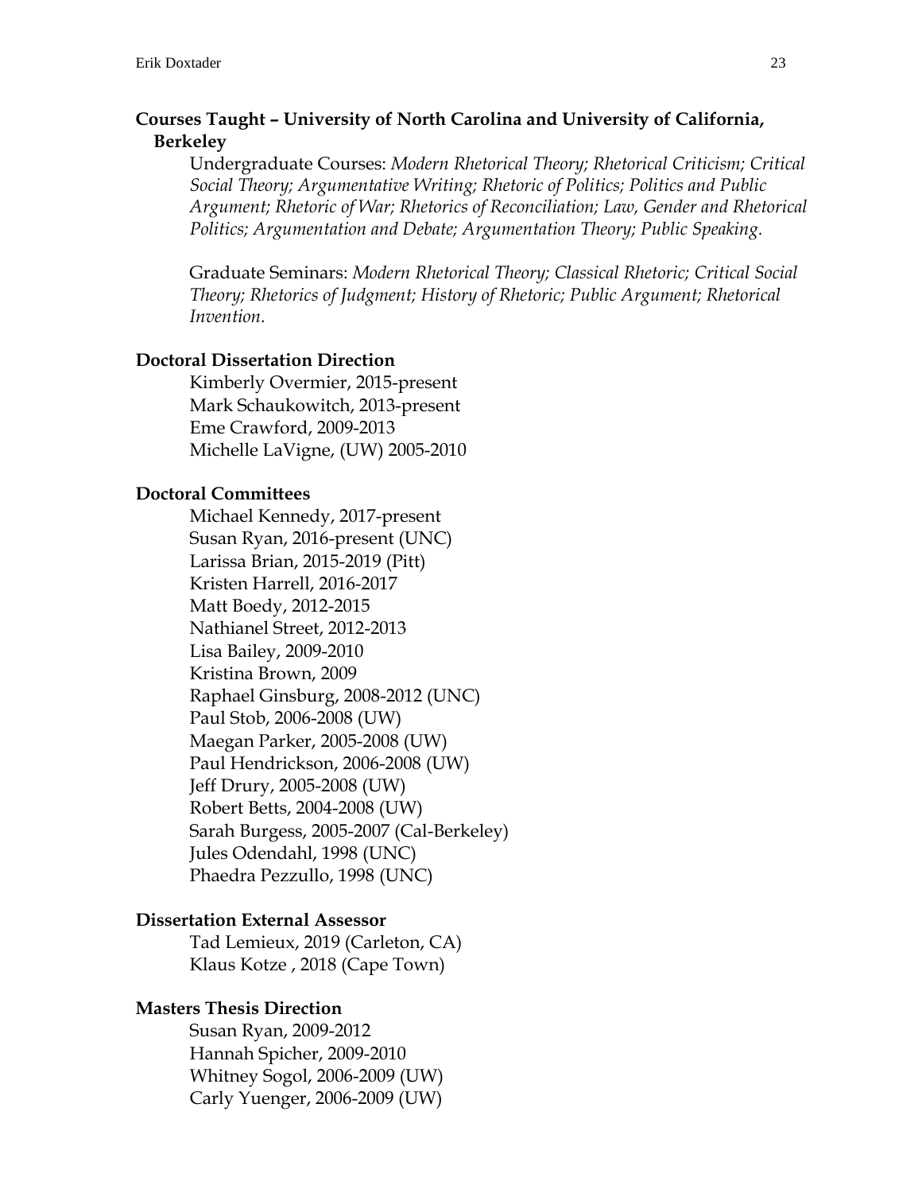## Courses Taught – University of North Carolina and University of California, Berkeley

Undergraduate Courses: *Modern Rhetorical Theory; Rhetorical Criticism; Critical Social Theory; Argumentative Writing; Rhetoric of Politics; Politics and Public Argument; Rhetoric of War; Rhetorics of Reconciliation; Law, Gender and Rhetorical Politics; Argumentation and Debate; Argumentation Theory; Public Speaking.*

Graduate Seminars: *Modern Rhetorical Theory; Classical Rhetoric; Critical Social Theory; Rhetorics of Judgment; History of Rhetoric; Public Argument; Rhetorical Invention.*

## Doctoral Dissertation Direction

Kimberly Overmier, 2015-present
Mark Schaukowitch, 2013-present
Eme Crawford, 2009-2013
Michelle LaVigne, (UW) 2005-2010

## Doctoral Committees

Michael Kennedy, 2017-present
Susan Ryan, 2016-present (UNC)
Larissa Brian, 2015-2019 (Pitt)
Kristen Harrell, 2016-2017
Matt Boedy, 2012-2015
Nathianel Street, 2012-2013
Lisa Bailey, 2009-2010
Kristina Brown, 2009
Raphael Ginsburg, 2008-2012 (UNC)
Paul Stob, 2006-2008 (UW)
Maegan Parker, 2005-2008 (UW)
Paul Hendrickson, 2006-2008 (UW)
Jeff Drury, 2005-2008 (UW)
Robert Betts, 2004-2008 (UW)
Sarah Burgess, 2005-2007 (Cal-Berkeley)
Jules Odendahl, 1998 (UNC)
Phaedra Pezzullo, 1998 (UNC)

## Dissertation External Assessor

Tad Lemieux, 2019 (Carleton, CA)
Klaus Kotze , 2018 (Cape Town)

## Masters Thesis Direction

Susan Ryan, 2009-2012
Hannah Spicher, 2009-2010
Whitney Sogol, 2006-2009 (UW)
Carly Yuenger, 2006-2009 (UW)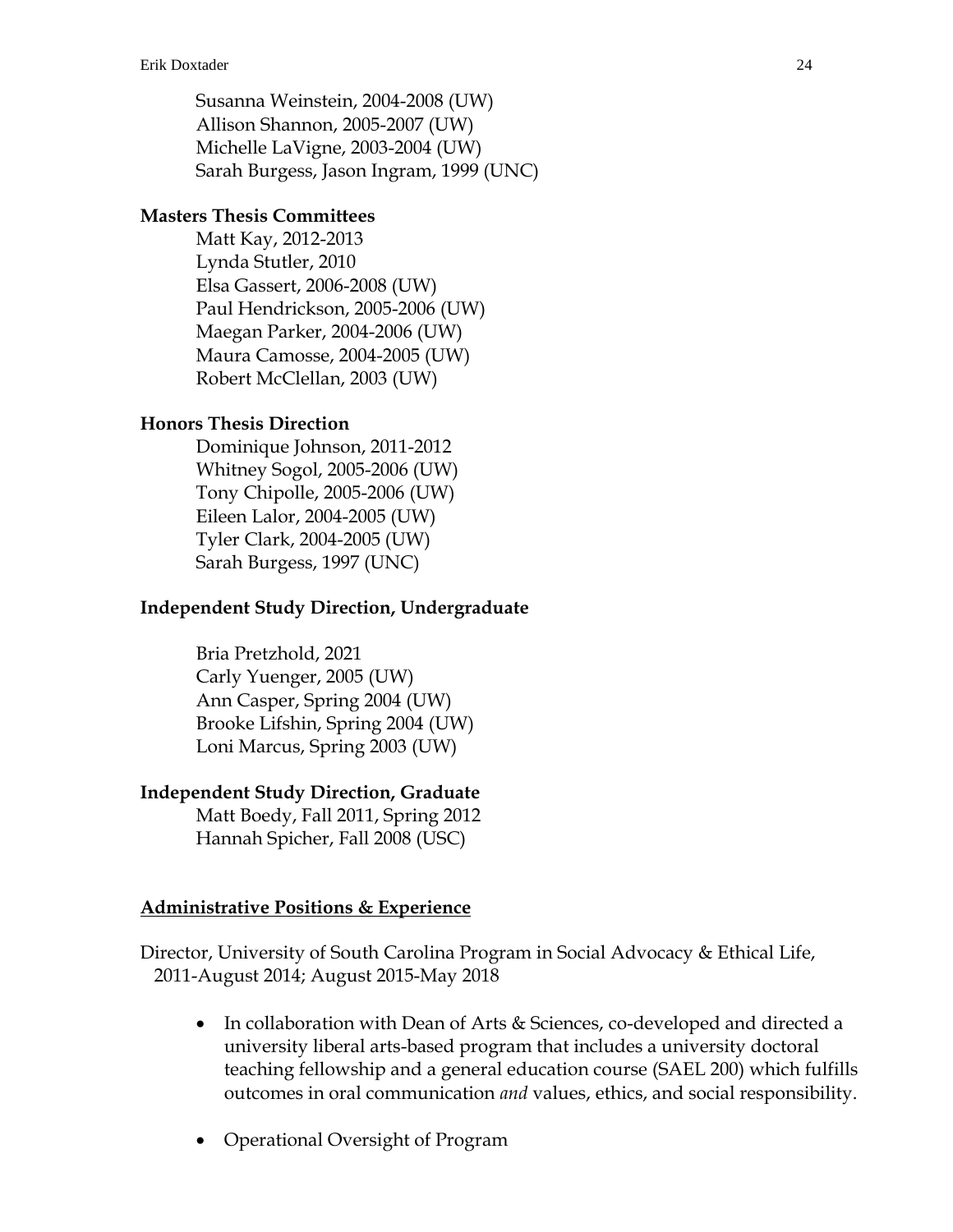Susanna Weinstein, 2004-2008 (UW)
Allison Shannon, 2005-2007 (UW)
Michelle LaVigne, 2003-2004 (UW)
Sarah Burgess, Jason Ingram, 1999 (UNC)

**Masters Thesis Committees**

Matt Kay, 2012-2013
Lynda Stutler, 2010
Elsa Gassert, 2006-2008 (UW)
Paul Hendrickson, 2005-2006 (UW)
Maegan Parker, 2004-2006 (UW)
Maura Camosse, 2004-2005 (UW)
Robert McClellan, 2003 (UW)

**Honors Thesis Direction**

Dominique Johnson, 2011-2012
Whitney Sogol, 2005-2006 (UW)
Tony Chipolle, 2005-2006 (UW)
Eileen Lalor, 2004-2005 (UW)
Tyler Clark, 2004-2005 (UW)
Sarah Burgess, 1997 (UNC)

**Independent Study Direction, Undergraduate**

Bria Pretzhold, 2021
Carly Yuenger, 2005 (UW)
Ann Casper, Spring 2004 (UW)
Brooke Lifshin, Spring 2004 (UW)
Loni Marcus, Spring 2003 (UW)

**Independent Study Direction, Graduate**

Matt Boedy, Fall 2011, Spring 2012
Hannah Spicher, Fall 2008 (USC)

## Administrative Positions & Experience

Director, University of South Carolina Program in Social Advocacy & Ethical Life, 2011-August 2014; August 2015-May 2018

- In collaboration with Dean of Arts & Sciences, co-developed and directed a university liberal arts-based program that includes a university doctoral teaching fellowship and a general education course (SAEL 200) which fulfills outcomes in oral communication *and* values, ethics, and social responsibility.
- Operational Oversight of Program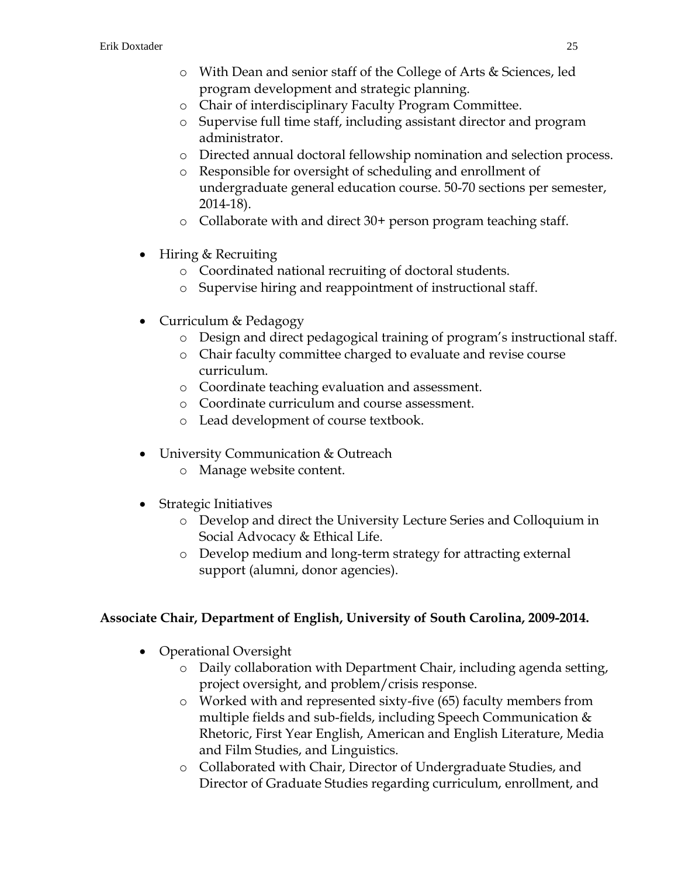- With Dean and senior staff of the College of Arts & Sciences, led program development and strategic planning.
  - Chair of interdisciplinary Faculty Program Committee.
  - Supervise full time staff, including assistant director and program administrator.
  - Directed annual doctoral fellowship nomination and selection process.
  - Responsible for oversight of scheduling and enrollment of undergraduate general education course. 50-70 sections per semester, 2014-18).
  - Collaborate with and direct 30+ person program teaching staff.

- Hiring & Recruiting
  - Coordinated national recruiting of doctoral students.
  - Supervise hiring and reappointment of instructional staff.

- Curriculum & Pedagogy
  - Design and direct pedagogical training of program's instructional staff.
  - Chair faculty committee charged to evaluate and revise course curriculum.
  - Coordinate teaching evaluation and assessment.
  - Coordinate curriculum and course assessment.
  - Lead development of course textbook.

- University Communication & Outreach
  - Manage website content.

- Strategic Initiatives
  - Develop and direct the University Lecture Series and Colloquium in Social Advocacy & Ethical Life.
  - Develop medium and long-term strategy for attracting external support (alumni, donor agencies).

**Associate Chair, Department of English, University of South Carolina, 2009-2014.**

- Operational Oversight
  - Daily collaboration with Department Chair, including agenda setting, project oversight, and problem/crisis response.
  - Worked with and represented sixty-five (65) faculty members from multiple fields and sub-fields, including Speech Communication & Rhetoric, First Year English, American and English Literature, Media and Film Studies, and Linguistics.
  - Collaborated with Chair, Director of Undergraduate Studies, and Director of Graduate Studies regarding curriculum, enrollment, and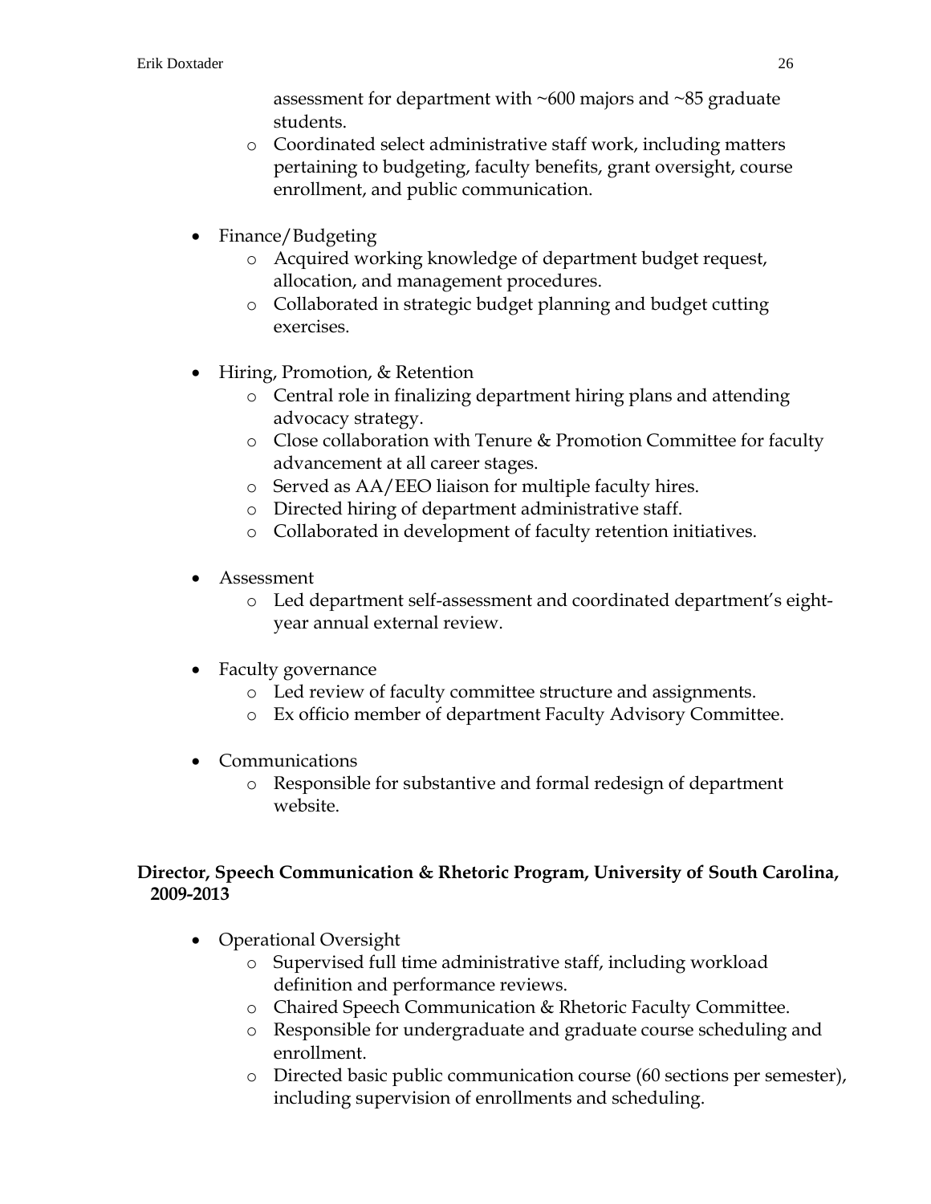- assessment for department with ~600 majors and ~85 graduate students.
  - Coordinated select administrative staff work, including matters pertaining to budgeting, faculty benefits, grant oversight, course enrollment, and public communication.

- Finance/Budgeting
  - Acquired working knowledge of department budget request, allocation, and management procedures.
  - Collaborated in strategic budget planning and budget cutting exercises.

- Hiring, Promotion, & Retention
  - Central role in finalizing department hiring plans and attending advocacy strategy.
  - Close collaboration with Tenure & Promotion Committee for faculty advancement at all career stages.
  - Served as AA/EEO liaison for multiple faculty hires.
  - Directed hiring of department administrative staff.
  - Collaborated in development of faculty retention initiatives.

- Assessment
  - Led department self-assessment and coordinated department's eight-year annual external review.

- Faculty governance
  - Led review of faculty committee structure and assignments.
  - Ex officio member of department Faculty Advisory Committee.

- Communications
  - Responsible for substantive and formal redesign of department website.

**Director, Speech Communication & Rhetoric Program, University of South Carolina, 2009-2013**

- Operational Oversight
  - Supervised full time administrative staff, including workload definition and performance reviews.
  - Chaired Speech Communication & Rhetoric Faculty Committee.
  - Responsible for undergraduate and graduate course scheduling and enrollment.
  - Directed basic public communication course (60 sections per semester), including supervision of enrollments and scheduling.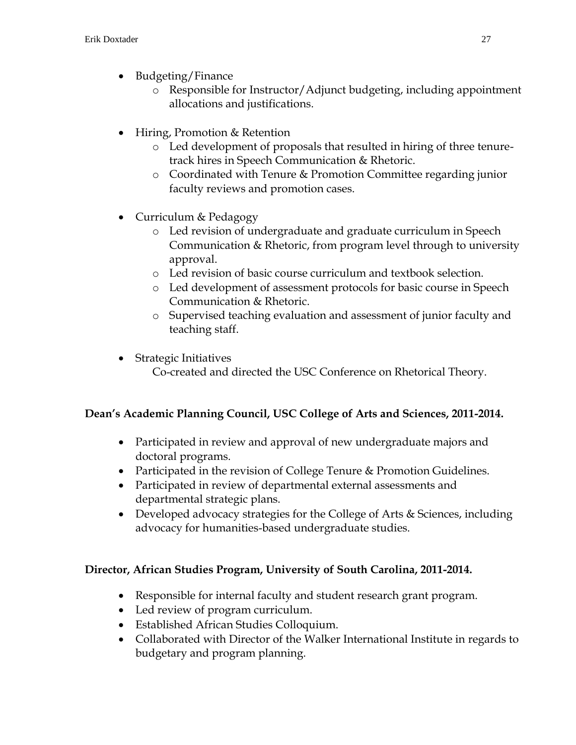- Budgeting/Finance
  - Responsible for Instructor/Adjunct budgeting, including appointment allocations and justifications.

- Hiring, Promotion & Retention
  - Led development of proposals that resulted in hiring of three tenure-track hires in Speech Communication & Rhetoric.
  - Coordinated with Tenure & Promotion Committee regarding junior faculty reviews and promotion cases.

- Curriculum & Pedagogy
  - Led revision of undergraduate and graduate curriculum in Speech Communication & Rhetoric, from program level through to university approval.
  - Led revision of basic course curriculum and textbook selection.
  - Led development of assessment protocols for basic course in Speech Communication & Rhetoric.
  - Supervised teaching evaluation and assessment of junior faculty and teaching staff.

- Strategic Initiatives

  Co-created and directed the USC Conference on Rhetorical Theory.

**Dean's Academic Planning Council, USC College of Arts and Sciences, 2011-2014.**

- Participated in review and approval of new undergraduate majors and doctoral programs.
- Participated in the revision of College Tenure & Promotion Guidelines.
- Participated in review of departmental external assessments and departmental strategic plans.
- Developed advocacy strategies for the College of Arts & Sciences, including advocacy for humanities-based undergraduate studies.

**Director, African Studies Program, University of South Carolina, 2011-2014.**

- Responsible for internal faculty and student research grant program.
- Led review of program curriculum.
- Established African Studies Colloquium.
- Collaborated with Director of the Walker International Institute in regards to budgetary and program planning.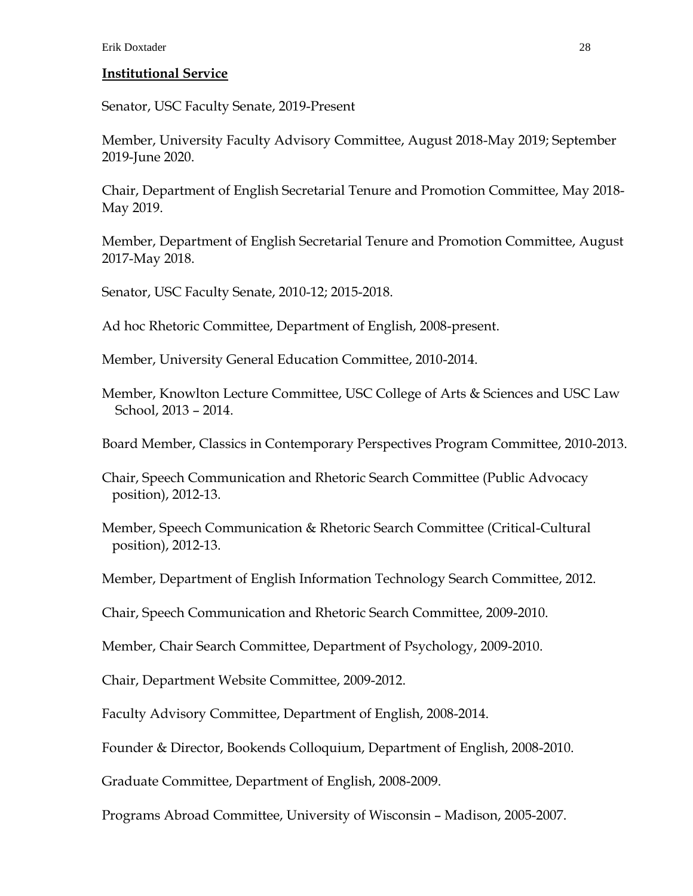**Institutional Service**

Senator, USC Faculty Senate, 2019-Present

Member, University Faculty Advisory Committee, August 2018-May 2019; September 2019-June 2020.

Chair, Department of English Secretarial Tenure and Promotion Committee, May 2018-May 2019.

Member, Department of English Secretarial Tenure and Promotion Committee, August 2017-May 2018.

Senator, USC Faculty Senate, 2010-12; 2015-2018.

Ad hoc Rhetoric Committee, Department of English, 2008-present.

Member, University General Education Committee, 2010-2014.

Member, Knowlton Lecture Committee, USC College of Arts & Sciences and USC Law School, 2013 – 2014.

Board Member, Classics in Contemporary Perspectives Program Committee, 2010-2013.

Chair, Speech Communication and Rhetoric Search Committee (Public Advocacy position), 2012-13.

Member, Speech Communication & Rhetoric Search Committee (Critical-Cultural position), 2012-13.

Member, Department of English Information Technology Search Committee, 2012.

Chair, Speech Communication and Rhetoric Search Committee, 2009-2010.

Member, Chair Search Committee, Department of Psychology, 2009-2010.

Chair, Department Website Committee, 2009-2012.

Faculty Advisory Committee, Department of English, 2008-2014.

Founder & Director, Bookends Colloquium, Department of English, 2008-2010.

Graduate Committee, Department of English, 2008-2009.

Programs Abroad Committee, University of Wisconsin – Madison, 2005-2007.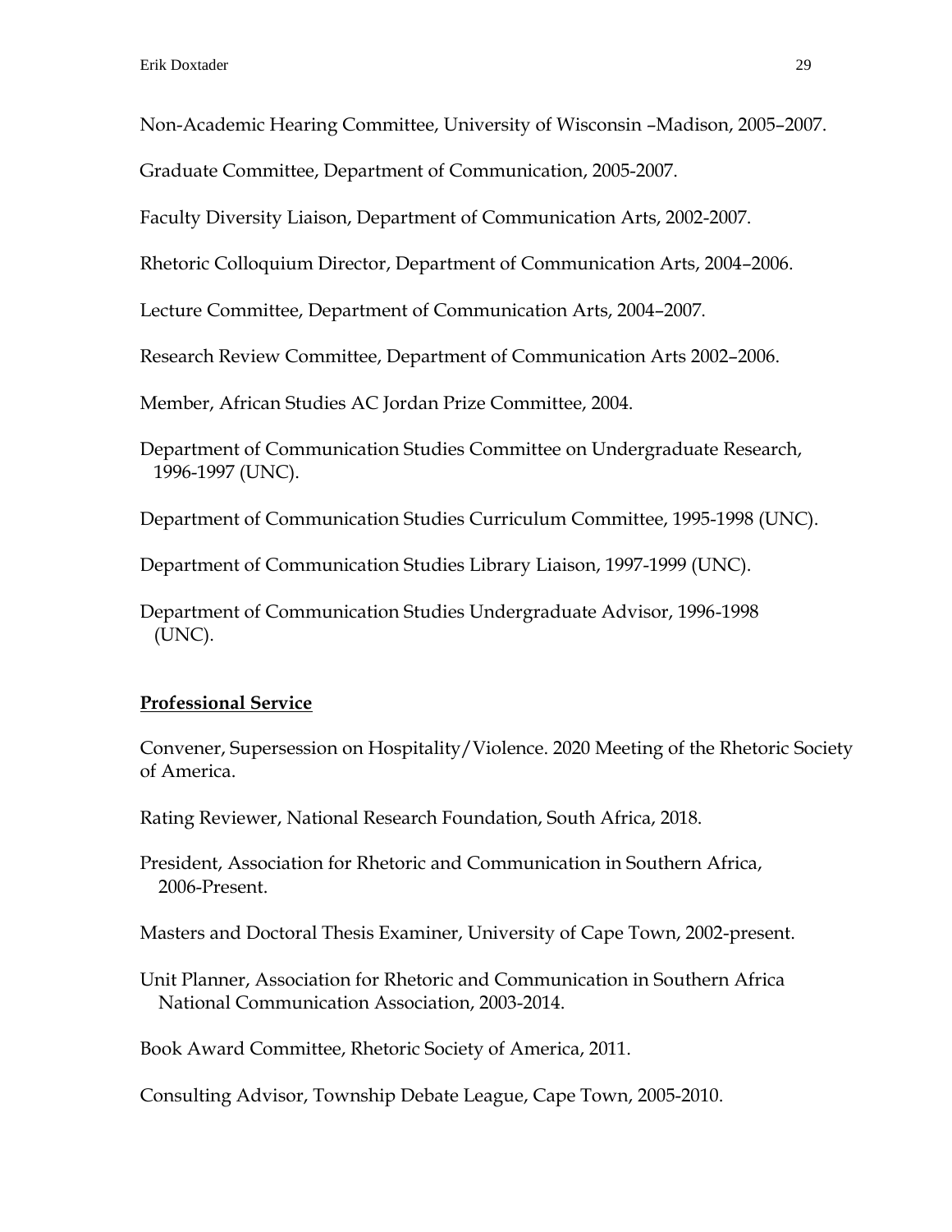Non-Academic Hearing Committee, University of Wisconsin –Madison, 2005–2007.

Graduate Committee, Department of Communication, 2005-2007.

Faculty Diversity Liaison, Department of Communication Arts, 2002-2007.

Rhetoric Colloquium Director, Department of Communication Arts, 2004–2006.

Lecture Committee, Department of Communication Arts, 2004–2007.

Research Review Committee, Department of Communication Arts 2002–2006.

Member, African Studies AC Jordan Prize Committee, 2004.

Department of Communication Studies Committee on Undergraduate Research, 1996-1997 (UNC).

Department of Communication Studies Curriculum Committee, 1995-1998 (UNC).

Department of Communication Studies Library Liaison, 1997-1999 (UNC).

Department of Communication Studies Undergraduate Advisor, 1996-1998 (UNC).

**Professional Service**

Convener, Supersession on Hospitality/Violence. 2020 Meeting of the Rhetoric Society of America.

Rating Reviewer, National Research Foundation, South Africa, 2018.

President, Association for Rhetoric and Communication in Southern Africa, 2006-Present.

Masters and Doctoral Thesis Examiner, University of Cape Town, 2002-present.

Unit Planner, Association for Rhetoric and Communication in Southern Africa National Communication Association, 2003-2014.

Book Award Committee, Rhetoric Society of America, 2011.

Consulting Advisor, Township Debate League, Cape Town, 2005-2010.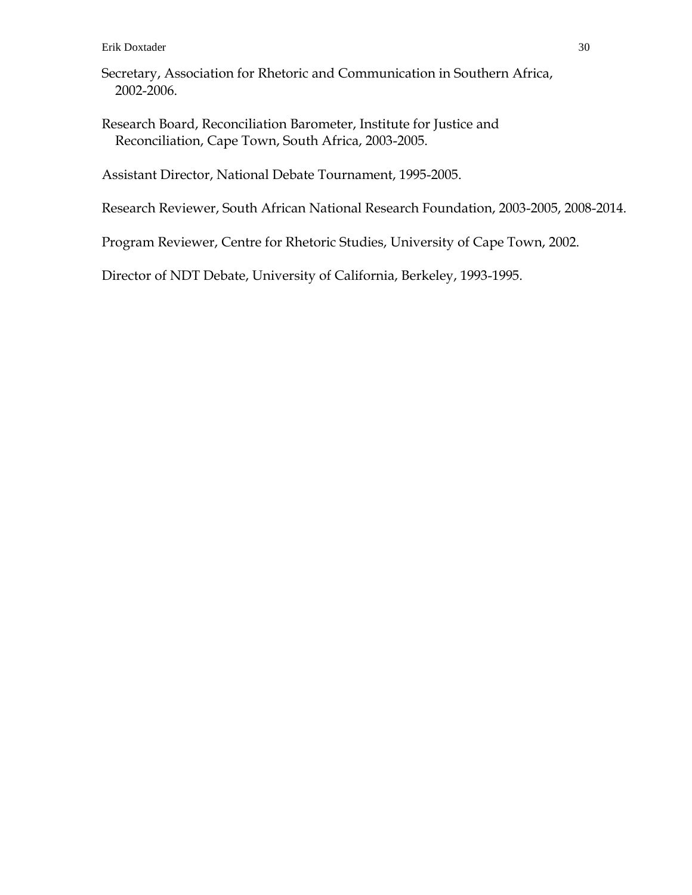Secretary, Association for Rhetoric and Communication in Southern Africa, 2002-2006.

Research Board, Reconciliation Barometer, Institute for Justice and Reconciliation, Cape Town, South Africa, 2003-2005.

Assistant Director, National Debate Tournament, 1995-2005.

Research Reviewer, South African National Research Foundation, 2003-2005, 2008-2014.

Program Reviewer, Centre for Rhetoric Studies, University of Cape Town, 2002.

Director of NDT Debate, University of California, Berkeley, 1993-1995.